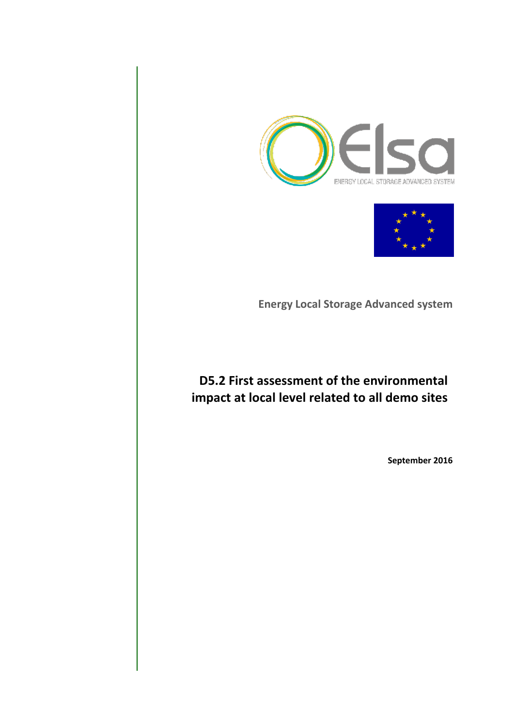Elsa

ENERGY LOCAL STORAGE ADVANCED SYSTEM

**Energy Local Storage Advanced system**

# D5.2 First assessment of the environmental impact at local level related to all demo sites

**September 2016**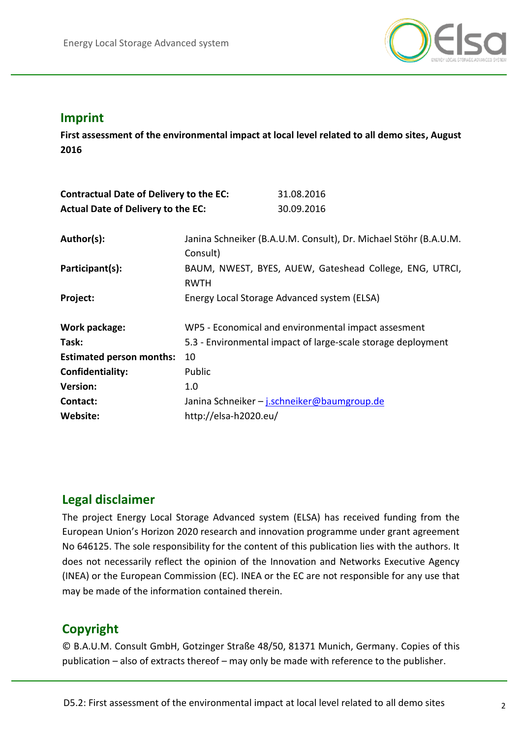## Imprint

**First assessment of the environmental impact at local level related to all demo sites, August 2016**

| | |
|---|---|
| **Contractual Date of Delivery to the EC:** | 31.08.2016 |
| **Actual Date of Delivery to the EC:** | 30.09.2016 |

| | |
|---|---|
| **Author(s):** | Janina Schneiker (B.A.U.M. Consult), Dr. Michael Stöhr (B.A.U.M. Consult) |
| **Participant(s):** | BAUM, NWEST, BYES, AUEW, Gateshead College, ENG, UTRCI, RWTH |
| **Project:** | Energy Local Storage Advanced system (ELSA) |
| **Work package:** | WP5 - Economical and environmental impact assesment |
| **Task:** | 5.3 - Environmental impact of large-scale storage deployment |
| **Estimated person months:** | 10 |
| **Confidentiality:** | Public |
| **Version:** | 1.0 |
| **Contact:** | Janina Schneiker – j.schneiker@baumgroup.de |
| **Website:** | http://elsa-h2020.eu/ |

## Legal disclaimer

The project Energy Local Storage Advanced system (ELSA) has received funding from the European Union's Horizon 2020 research and innovation programme under grant agreement No 646125. The sole responsibility for the content of this publication lies with the authors. It does not necessarily reflect the opinion of the Innovation and Networks Executive Agency (INEA) or the European Commission (EC). INEA or the EC are not responsible for any use that may be made of the information contained therein.

## Copyright

© B.A.U.M. Consult GmbH, Gotzinger Straße 48/50, 81371 Munich, Germany. Copies of this publication – also of extracts thereof – may only be made with reference to the publisher.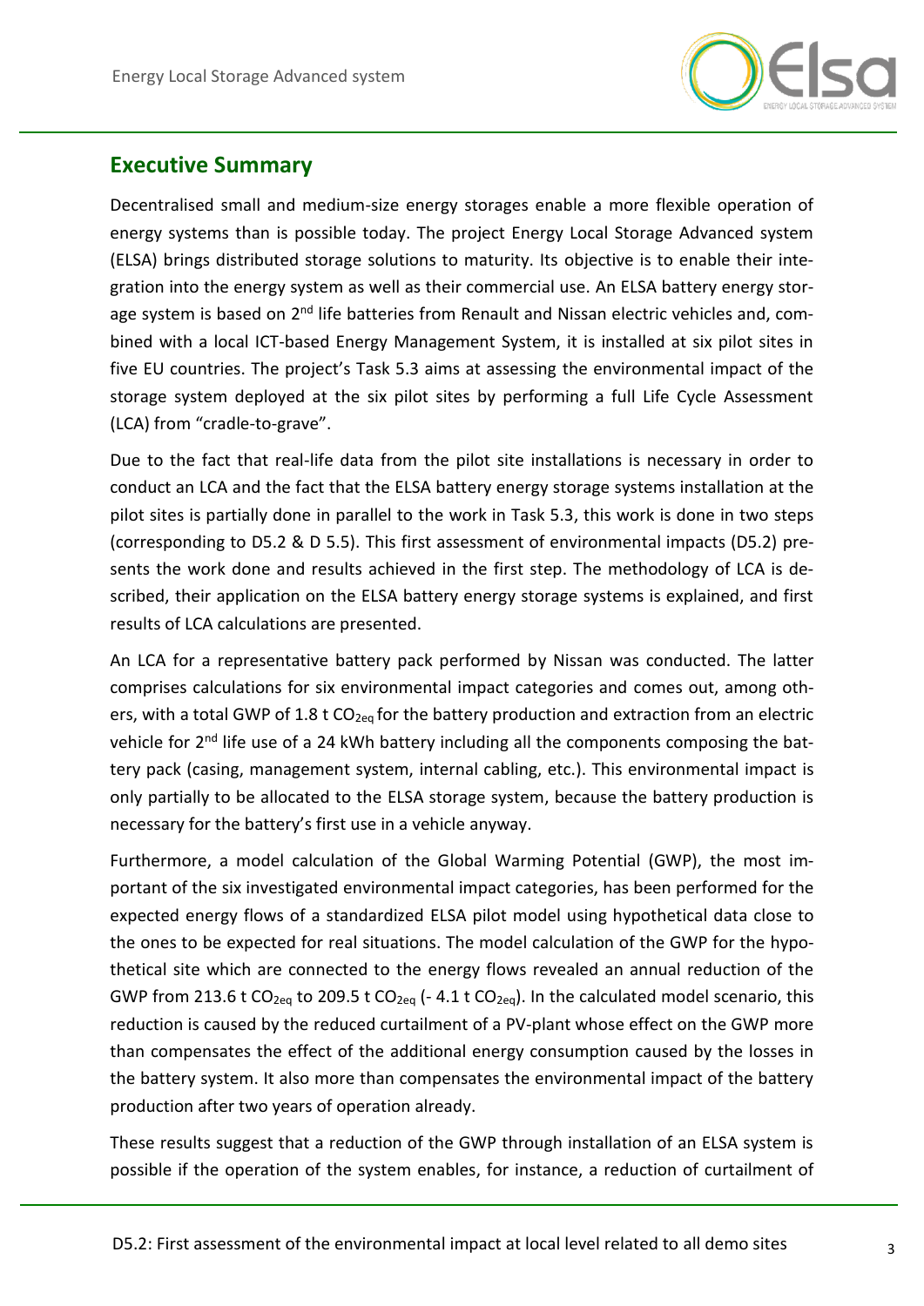## Executive Summary

Decentralised small and medium-size energy storages enable a more flexible operation of energy systems than is possible today. The project Energy Local Storage Advanced system (ELSA) brings distributed storage solutions to maturity. Its objective is to enable their integration into the energy system as well as their commercial use. An ELSA battery energy storage system is based on 2[nd] life batteries from Renault and Nissan electric vehicles and, combined with a local ICT-based Energy Management System, it is installed at six pilot sites in five EU countries. The project's Task 5.3 aims at assessing the environmental impact of the storage system deployed at the six pilot sites by performing a full Life Cycle Assessment (LCA) from "cradle-to-grave".

Due to the fact that real-life data from the pilot site installations is necessary in order to conduct an LCA and the fact that the ELSA battery energy storage systems installation at the pilot sites is partially done in parallel to the work in Task 5.3, this work is done in two steps (corresponding to D5.2 & D 5.5). This first assessment of environmental impacts (D5.2) presents the work done and results achieved in the first step. The methodology of LCA is described, their application on the ELSA battery energy storage systems is explained, and first results of LCA calculations are presented.

An LCA for a representative battery pack performed by Nissan was conducted. The latter comprises calculations for six environmental impact categories and comes out, among others, with a total GWP of 1.8 t $CO_{2eq}$ for the battery production and extraction from an electric vehicle for 2[nd] life use of a 24 kWh battery including all the components composing the battery pack (casing, management system, internal cabling, etc.). This environmental impact is only partially to be allocated to the ELSA storage system, because the battery production is necessary for the battery's first use in a vehicle anyway.

Furthermore, a model calculation of the Global Warming Potential (GWP), the most important of the six investigated environmental impact categories, has been performed for the expected energy flows of a standardized ELSA pilot model using hypothetical data close to the ones to be expected for real situations. The model calculation of the GWP for the hypothetical site which are connected to the energy flows revealed an annual reduction of the GWP from 213.6 t $CO_{2eq}$ to 209.5 t $CO_{2eq}$ (- 4.1 t $CO_{2eq}$). In the calculated model scenario, this reduction is caused by the reduced curtailment of a PV-plant whose effect on the GWP more than compensates the effect of the additional energy consumption caused by the losses in the battery system. It also more than compensates the environmental impact of the battery production after two years of operation already.

These results suggest that a reduction of the GWP through installation of an ELSA system is possible if the operation of the system enables, for instance, a reduction of curtailment of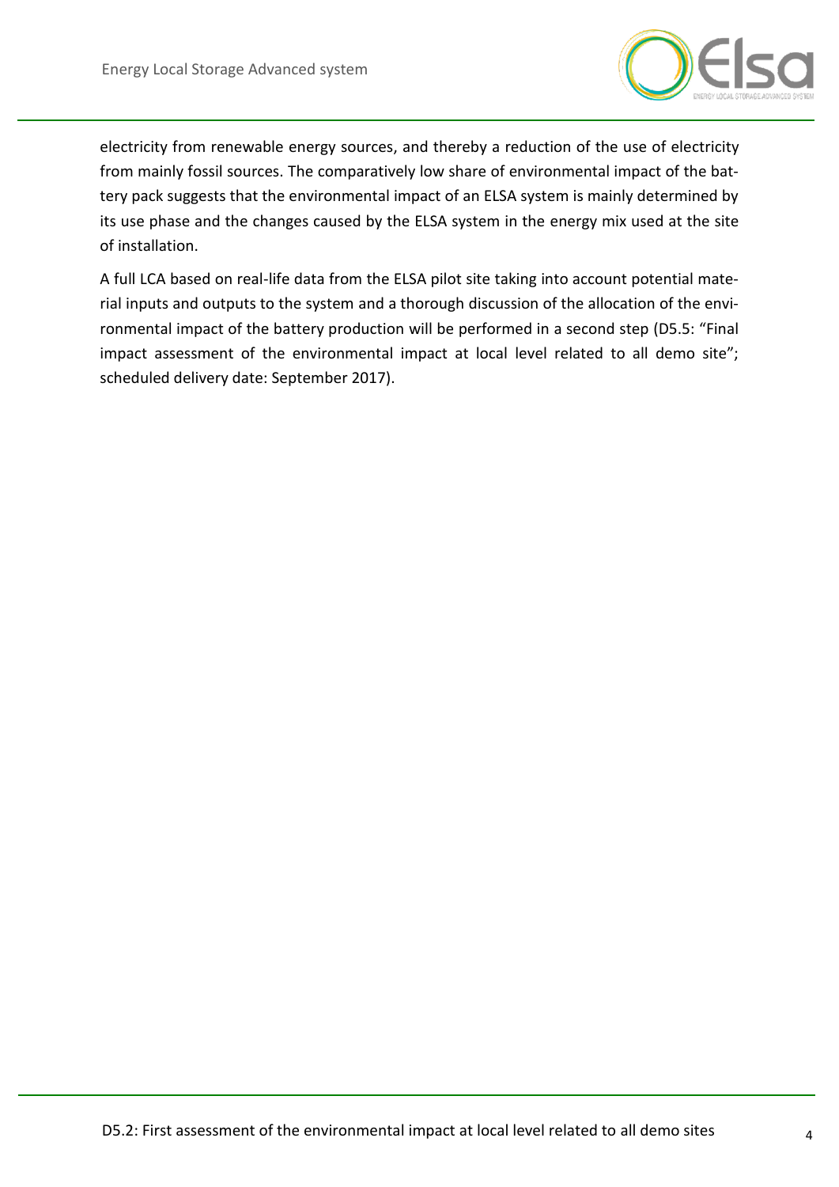electricity from renewable energy sources, and thereby a reduction of the use of electricity from mainly fossil sources. The comparatively low share of environmental impact of the battery pack suggests that the environmental impact of an ELSA system is mainly determined by its use phase and the changes caused by the ELSA system in the energy mix used at the site of installation.

A full LCA based on real-life data from the ELSA pilot site taking into account potential material inputs and outputs to the system and a thorough discussion of the allocation of the environmental impact of the battery production will be performed in a second step (D5.5: "Final impact assessment of the environmental impact at local level related to all demo site"; scheduled delivery date: September 2017).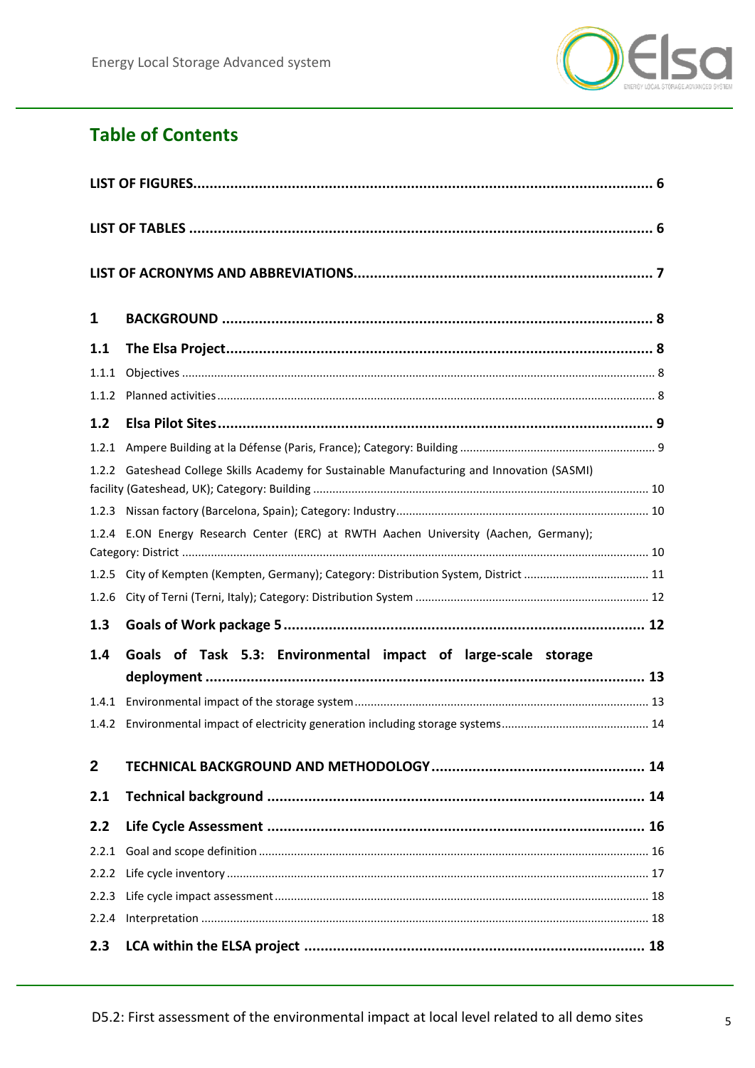## Table of Contents

**LIST OF FIGURES** .......... 6

**LIST OF TABLES** .......... 6

**LIST OF ACRONYMS AND ABBREVIATIONS** .......... 7

**1 BACKGROUND** .......... 8

**1.1 The Elsa Project** .......... 8

1.1.1 Objectives .......... 8

1.1.2 Planned activities .......... 8

**1.2 Elsa Pilot Sites** .......... 9

1.2.1 Ampere Building at la Défense (Paris, France); Category: Building .......... 9

1.2.2 Gateshead College Skills Academy for Sustainable Manufacturing and Innovation (SASMI) facility (Gateshead, UK); Category: Building .......... 10

1.2.3 Nissan factory (Barcelona, Spain); Category: Industry .......... 10

1.2.4 E.ON Energy Research Center (ERC) at RWTH Aachen University (Aachen, Germany); Category: District .......... 10

1.2.5 City of Kempten (Kempten, Germany); Category: Distribution System, District .......... 11

1.2.6 City of Terni (Terni, Italy); Category: Distribution System .......... 12

**1.3 Goals of Work package 5** .......... 12

**1.4 Goals of Task 5.3: Environmental impact of large-scale storage deployment** .......... 13

1.4.1 Environmental impact of the storage system .......... 13

1.4.2 Environmental impact of electricity generation including storage systems .......... 14

**2 TECHNICAL BACKGROUND AND METHODOLOGY** .......... 14

**2.1 Technical background** .......... 14

**2.2 Life Cycle Assessment** .......... 16

2.2.1 Goal and scope definition .......... 16

2.2.2 Life cycle inventory .......... 17

2.2.3 Life cycle impact assessment .......... 18

2.2.4 Interpretation .......... 18

**2.3 LCA within the ELSA project** .......... 18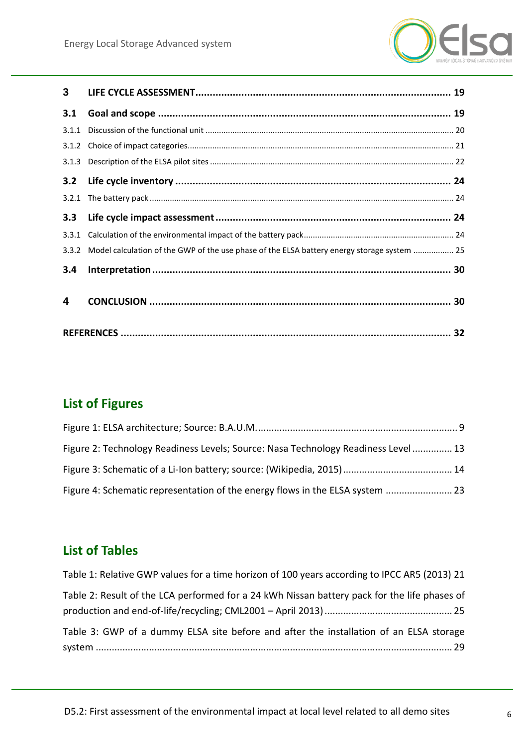| | | |
|---|---|---|
| **3** | **LIFE CYCLE ASSESSMENT** | **19** |
| **3.1** | **Goal and scope** | **19** |
| 3.1.1 | Discussion of the functional unit | 20 |
| 3.1.2 | Choice of impact categories | 21 |
| 3.1.3 | Description of the ELSA pilot sites | 22 |
| **3.2** | **Life cycle inventory** | **24** |
| 3.2.1 | The battery pack | 24 |
| **3.3** | **Life cycle impact assessment** | **24** |
| 3.3.1 | Calculation of the environmental impact of the battery pack | 24 |
| 3.3.2 | Model calculation of the GWP of the use phase of the ELSA battery energy storage system | 25 |
| **3.4** | **Interpretation** | **30** |
| **4** | **CONCLUSION** | **30** |
| **REFERENCES** | | **32** |

## List of Figures

Figure 1: ELSA architecture; Source: B.A.U.M. .......... 9

Figure 2: Technology Readiness Levels; Source: Nasa Technology Readiness Level .......... 13

Figure 3: Schematic of a Li-Ion battery; source: (Wikipedia, 2015) .......... 14

Figure 4: Schematic representation of the energy flows in the ELSA system .......... 23

## List of Tables

Table 1: Relative GWP values for a time horizon of 100 years according to IPCC AR5 (2013) 21

Table 2: Result of the LCA performed for a 24 kWh Nissan battery pack for the life phases of production and end-of-life/recycling; CML2001 – April 2013) .......... 25

Table 3: GWP of a dummy ELSA site before and after the installation of an ELSA storage system .......... 29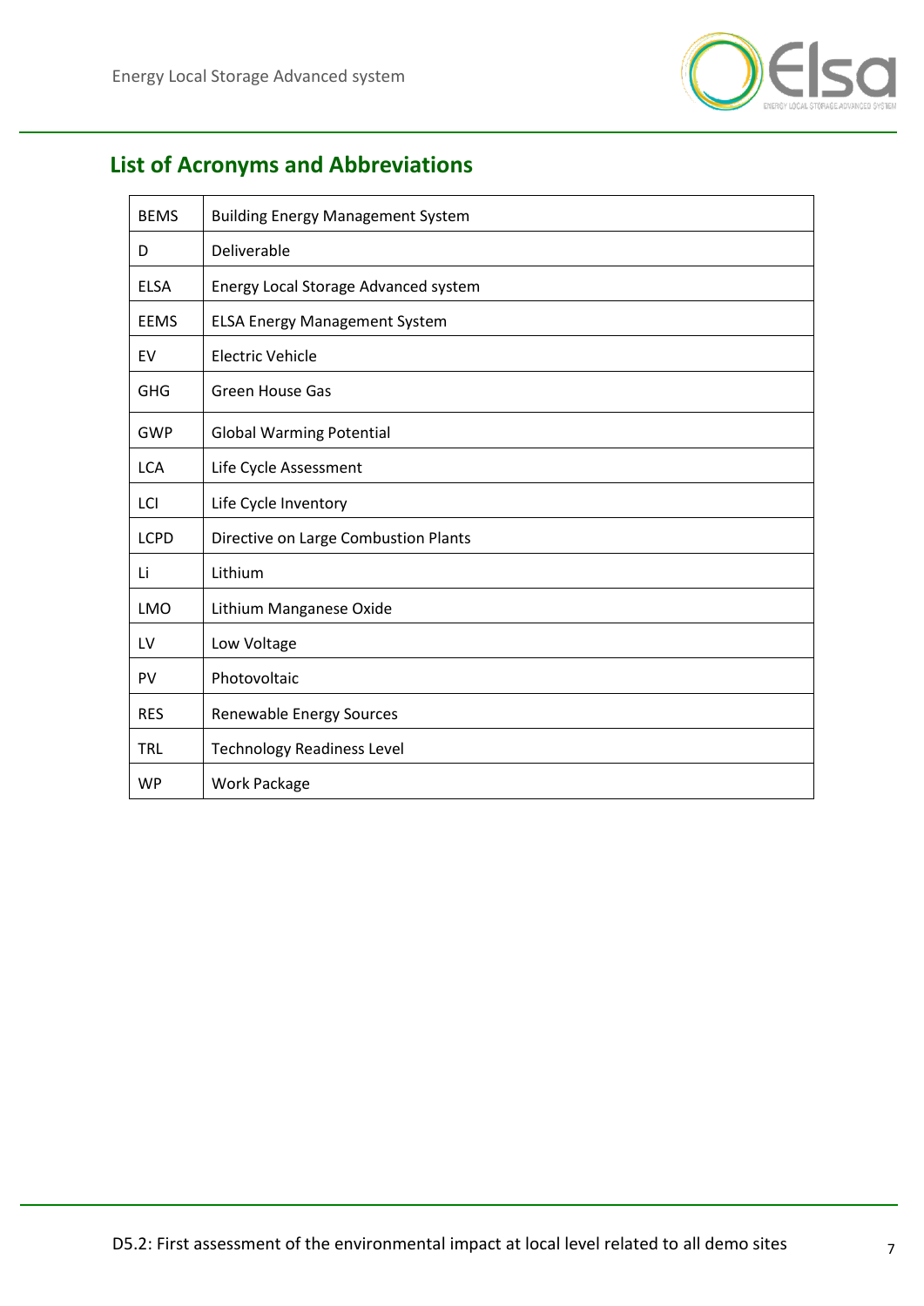## List of Acronyms and Abbreviations

| | |
|---|---|
| BEMS | Building Energy Management System |
| D | Deliverable |
| ELSA | Energy Local Storage Advanced system |
| EEMS | ELSA Energy Management System |
| EV | Electric Vehicle |
| GHG | Green House Gas |
| GWP | Global Warming Potential |
| LCA | Life Cycle Assessment |
| LCI | Life Cycle Inventory |
| LCPD | Directive on Large Combustion Plants |
| Li | Lithium |
| LMO | Lithium Manganese Oxide |
| LV | Low Voltage |
| PV | Photovoltaic |
| RES | Renewable Energy Sources |
| TRL | Technology Readiness Level |
| WP | Work Package |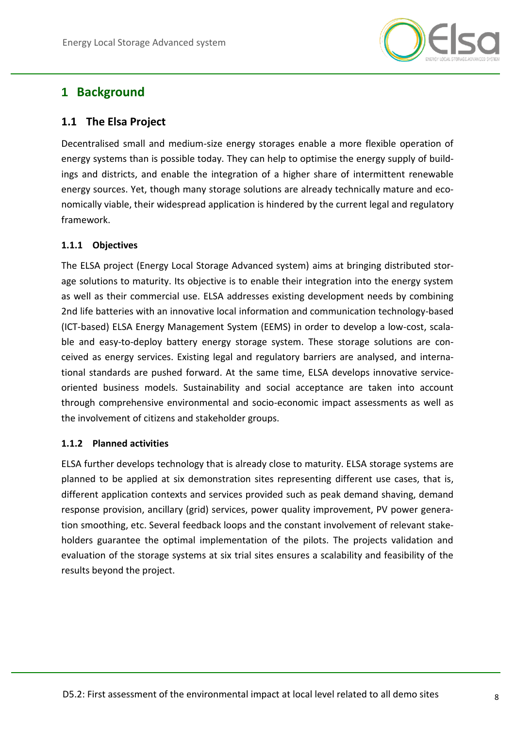# 1 Background

## 1.1 The Elsa Project

Decentralised small and medium-size energy storages enable a more flexible operation of energy systems than is possible today. They can help to optimise the energy supply of buildings and districts, and enable the integration of a higher share of intermittent renewable energy sources. Yet, though many storage solutions are already technically mature and economically viable, their widespread application is hindered by the current legal and regulatory framework.

### 1.1.1 Objectives

The ELSA project (Energy Local Storage Advanced system) aims at bringing distributed storage solutions to maturity. Its objective is to enable their integration into the energy system as well as their commercial use. ELSA addresses existing development needs by combining 2nd life batteries with an innovative local information and communication technology-based (ICT-based) ELSA Energy Management System (EEMS) in order to develop a low-cost, scalable and easy-to-deploy battery energy storage system. These storage solutions are conceived as energy services. Existing legal and regulatory barriers are analysed, and international standards are pushed forward. At the same time, ELSA develops innovative service-oriented business models. Sustainability and social acceptance are taken into account through comprehensive environmental and socio-economic impact assessments as well as the involvement of citizens and stakeholder groups.

### 1.1.2 Planned activities

ELSA further develops technology that is already close to maturity. ELSA storage systems are planned to be applied at six demonstration sites representing different use cases, that is, different application contexts and services provided such as peak demand shaving, demand response provision, ancillary (grid) services, power quality improvement, PV power generation smoothing, etc. Several feedback loops and the constant involvement of relevant stakeholders guarantee the optimal implementation of the pilots. The projects validation and evaluation of the storage systems at six trial sites ensures a scalability and feasibility of the results beyond the project.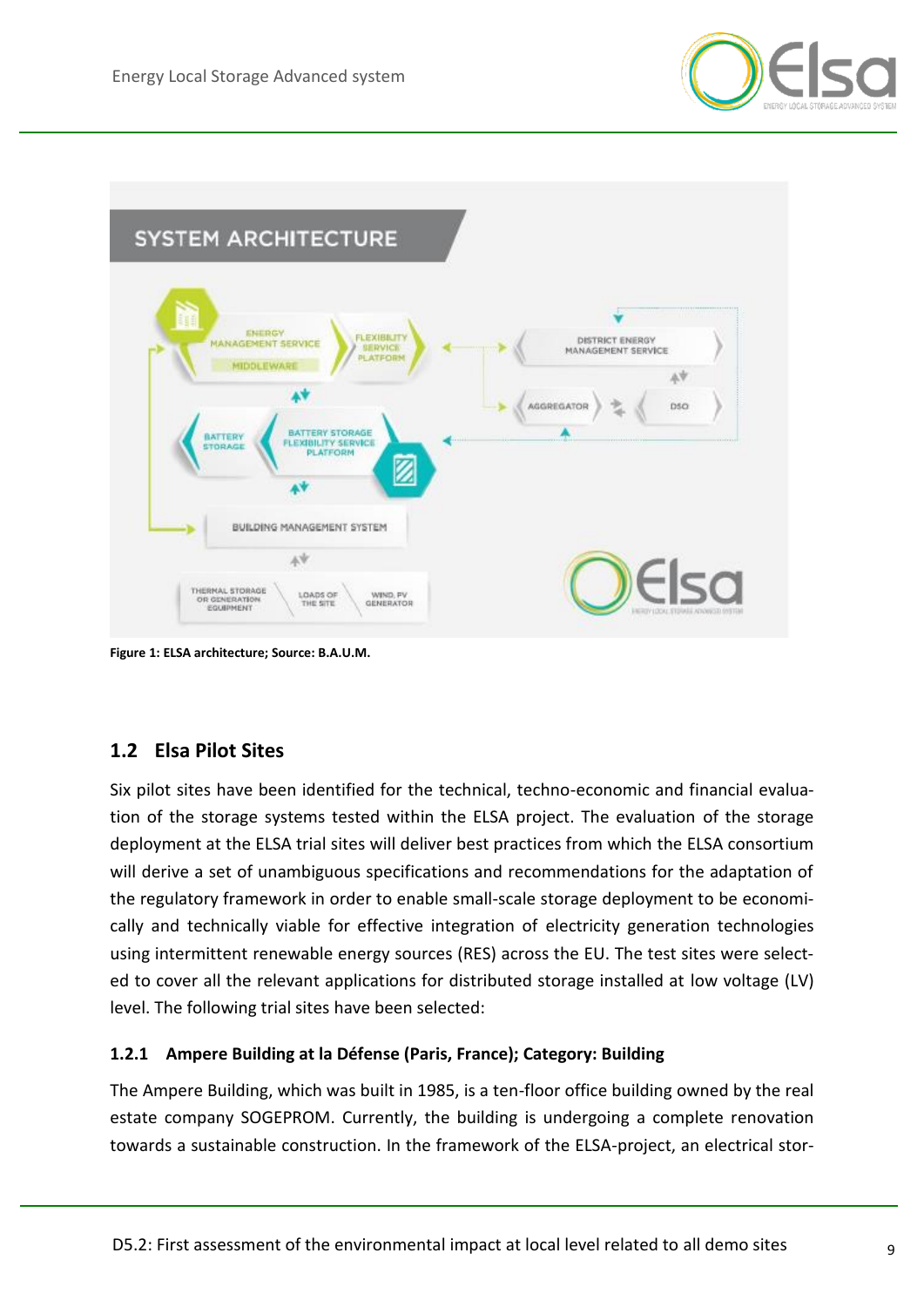Figure 1: ELSA architecture; Source: B.A.U.M.

## 1.2 Elsa Pilot Sites

Six pilot sites have been identified for the technical, techno-economic and financial evaluation of the storage systems tested within the ELSA project. The evaluation of the storage deployment at the ELSA trial sites will deliver best practices from which the ELSA consortium will derive a set of unambiguous specifications and recommendations for the adaptation of the regulatory framework in order to enable small-scale storage deployment to be economically and technically viable for effective integration of electricity generation technologies using intermittent renewable energy sources (RES) across the EU. The test sites were selected to cover all the relevant applications for distributed storage installed at low voltage (LV) level. The following trial sites have been selected:

### 1.2.1 Ampere Building at la Défense (Paris, France); Category: Building

The Ampere Building, which was built in 1985, is a ten-floor office building owned by the real estate company SOGEPROM. Currently, the building is undergoing a complete renovation towards a sustainable construction. In the framework of the ELSA-project, an electrical stor-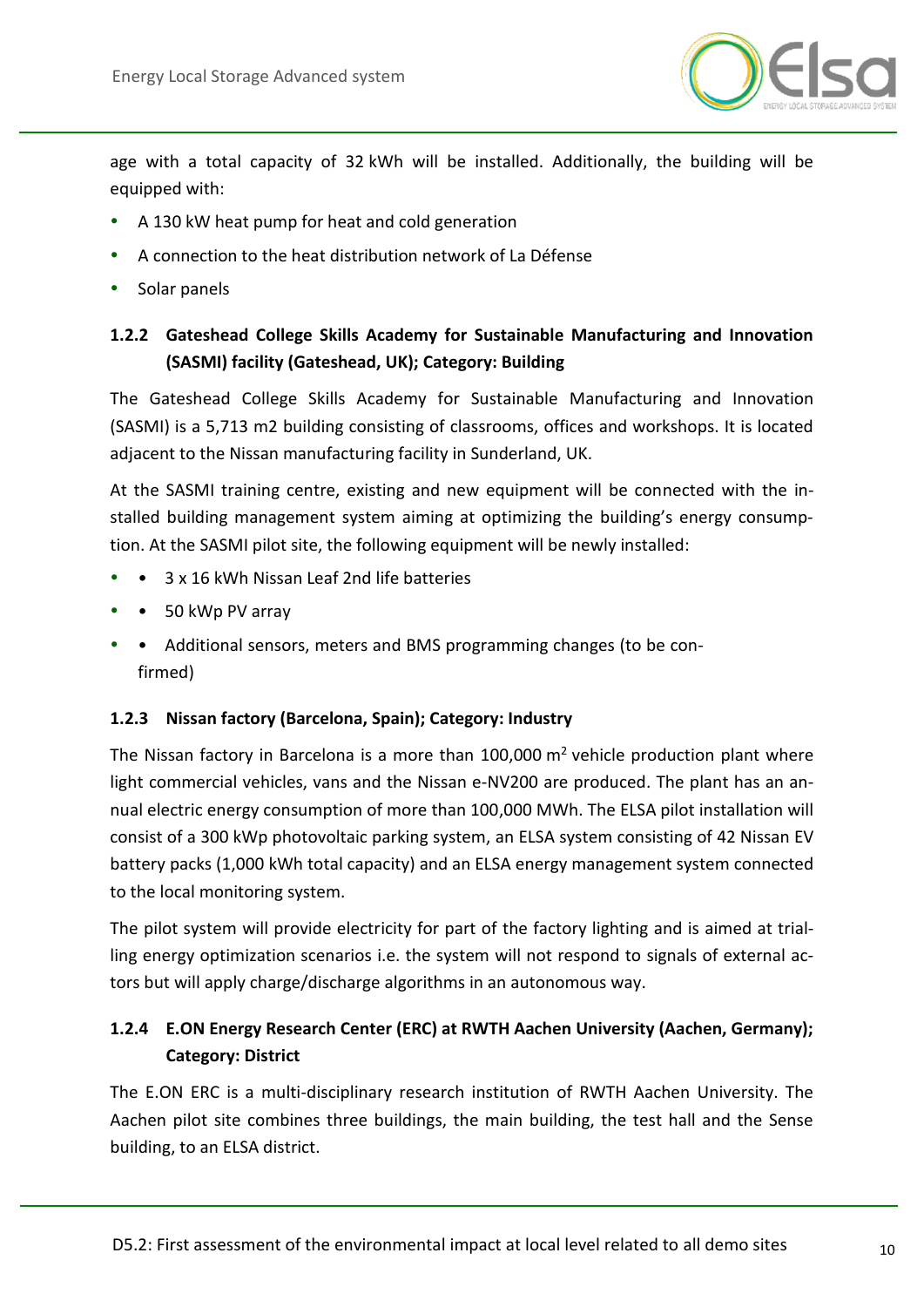age with a total capacity of 32 kWh will be installed. Additionally, the building will be equipped with:

- A 130 kW heat pump for heat and cold generation
- A connection to the heat distribution network of La Défense
- Solar panels

### 1.2.2 Gateshead College Skills Academy for Sustainable Manufacturing and Innovation (SASMI) facility (Gateshead, UK); Category: Building

The Gateshead College Skills Academy for Sustainable Manufacturing and Innovation (SASMI) is a 5,713 m2 building consisting of classrooms, offices and workshops. It is located adjacent to the Nissan manufacturing facility in Sunderland, UK.

At the SASMI training centre, existing and new equipment will be connected with the installed building management system aiming at optimizing the building's energy consumption. At the SASMI pilot site, the following equipment will be newly installed:

- • 3 x 16 kWh Nissan Leaf 2nd life batteries
- • 50 kWp PV array
- • Additional sensors, meters and BMS programming changes (to be confirmed)

### 1.2.3 Nissan factory (Barcelona, Spain); Category: Industry

The Nissan factory in Barcelona is a more than 100,000 $m^2$ vehicle production plant where light commercial vehicles, vans and the Nissan e-NV200 are produced. The plant has an annual electric energy consumption of more than 100,000 MWh. The ELSA pilot installation will consist of a 300 kWp photovoltaic parking system, an ELSA system consisting of 42 Nissan EV battery packs (1,000 kWh total capacity) and an ELSA energy management system connected to the local monitoring system.

The pilot system will provide electricity for part of the factory lighting and is aimed at trialling energy optimization scenarios i.e. the system will not respond to signals of external actors but will apply charge/discharge algorithms in an autonomous way.

### 1.2.4 E.ON Energy Research Center (ERC) at RWTH Aachen University (Aachen, Germany); Category: District

The E.ON ERC is a multi-disciplinary research institution of RWTH Aachen University. The Aachen pilot site combines three buildings, the main building, the test hall and the Sense building, to an ELSA district.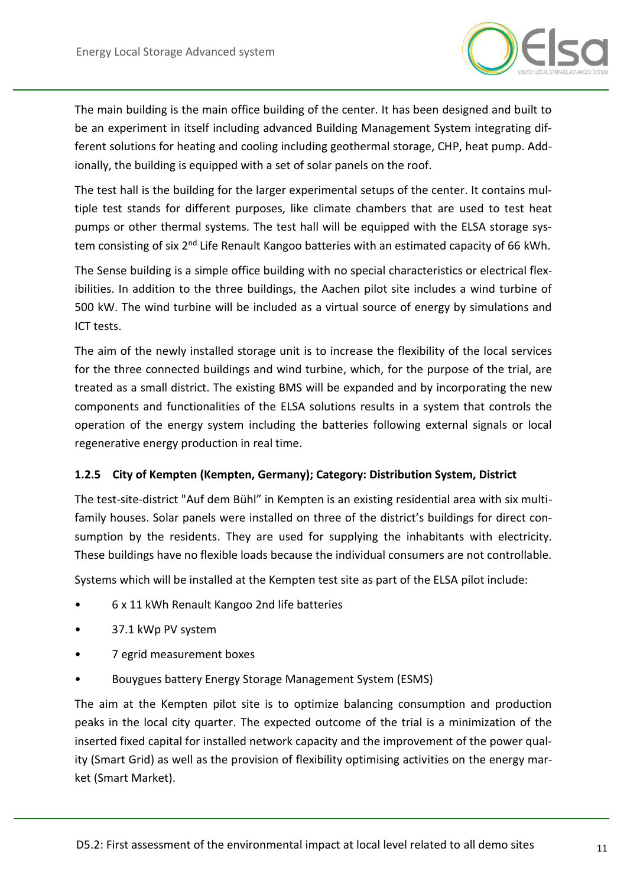The main building is the main office building of the center. It has been designed and built to be an experiment in itself including advanced Building Management System integrating different solutions for heating and cooling including geothermal storage, CHP, heat pump. Addionally, the building is equipped with a set of solar panels on the roof.

The test hall is the building for the larger experimental setups of the center. It contains multiple test stands for different purposes, like climate chambers that are used to test heat pumps or other thermal systems. The test hall will be equipped with the ELSA storage system consisting of six 2nd Life Renault Kangoo batteries with an estimated capacity of 66 kWh.

The Sense building is a simple office building with no special characteristics or electrical flexibilities. In addition to the three buildings, the Aachen pilot site includes a wind turbine of 500 kW. The wind turbine will be included as a virtual source of energy by simulations and ICT tests.

The aim of the newly installed storage unit is to increase the flexibility of the local services for the three connected buildings and wind turbine, which, for the purpose of the trial, are treated as a small district. The existing BMS will be expanded and by incorporating the new components and functionalities of the ELSA solutions results in a system that controls the operation of the energy system including the batteries following external signals or local regenerative energy production in real time.

### 1.2.5 City of Kempten (Kempten, Germany); Category: Distribution System, District

The test-site-district "Auf dem Bühl" in Kempten is an existing residential area with six multi-family houses. Solar panels were installed on three of the district's buildings for direct consumption by the residents. They are used for supplying the inhabitants with electricity. These buildings have no flexible loads because the individual consumers are not controllable.

Systems which will be installed at the Kempten test site as part of the ELSA pilot include:

- 6 x 11 kWh Renault Kangoo 2nd life batteries
- 37.1 kWp PV system
- 7 egrid measurement boxes
- Bouygues battery Energy Storage Management System (ESMS)

The aim at the Kempten pilot site is to optimize balancing consumption and production peaks in the local city quarter. The expected outcome of the trial is a minimization of the inserted fixed capital for installed network capacity and the improvement of the power quality (Smart Grid) as well as the provision of flexibility optimising activities on the energy market (Smart Market).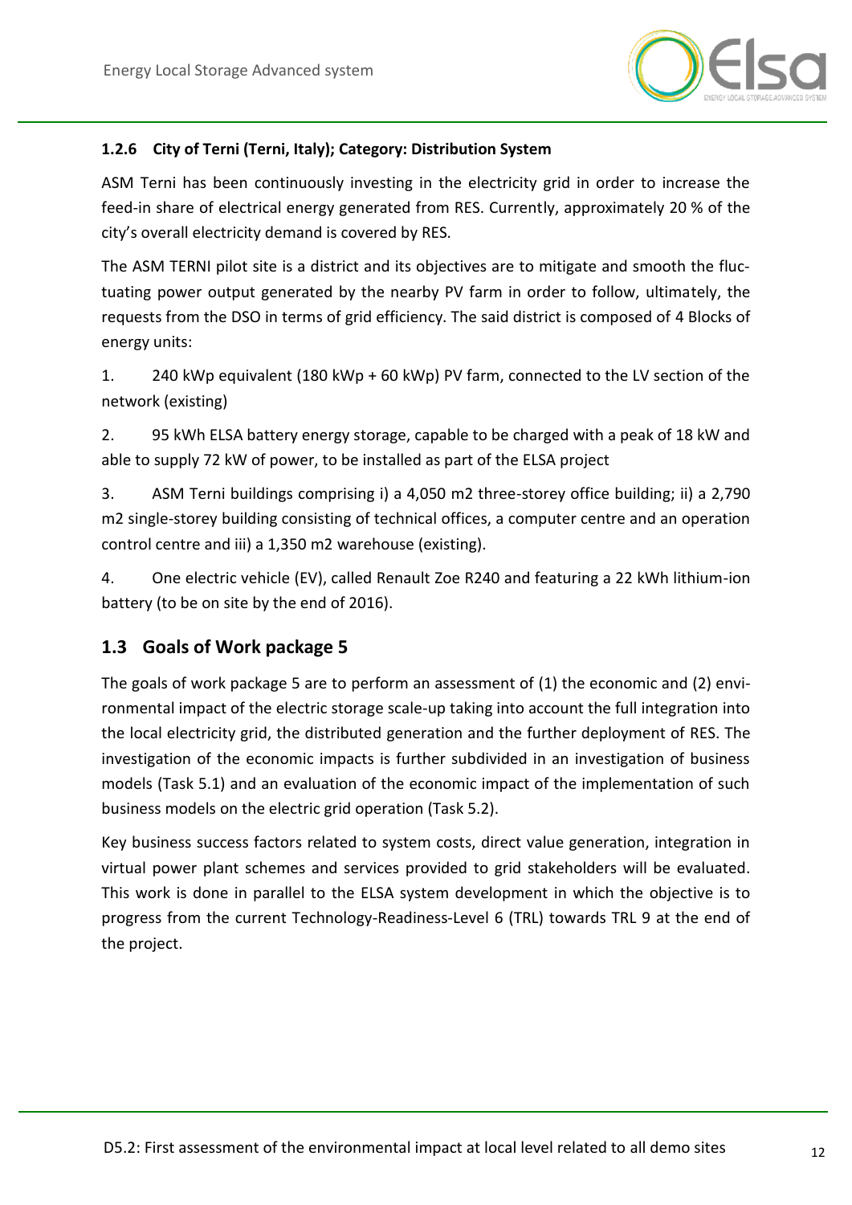### 1.2.6 City of Terni (Terni, Italy); Category: Distribution System

ASM Terni has been continuously investing in the electricity grid in order to increase the feed-in share of electrical energy generated from RES. Currently, approximately 20 % of the city's overall electricity demand is covered by RES.

The ASM TERNI pilot site is a district and its objectives are to mitigate and smooth the fluctuating power output generated by the nearby PV farm in order to follow, ultimately, the requests from the DSO in terms of grid efficiency. The said district is composed of 4 Blocks of energy units:

1. 240 kWp equivalent (180 kWp + 60 kWp) PV farm, connected to the LV section of the network (existing)
2. 95 kWh ELSA battery energy storage, capable to be charged with a peak of 18 kW and able to supply 72 kW of power, to be installed as part of the ELSA project
3. ASM Terni buildings comprising i) a 4,050 m2 three-storey office building; ii) a 2,790 m2 single-storey building consisting of technical offices, a computer centre and an operation control centre and iii) a 1,350 m2 warehouse (existing).
4. One electric vehicle (EV), called Renault Zoe R240 and featuring a 22 kWh lithium-ion battery (to be on site by the end of 2016).

## 1.3 Goals of Work package 5

The goals of work package 5 are to perform an assessment of (1) the economic and (2) environmental impact of the electric storage scale-up taking into account the full integration into the local electricity grid, the distributed generation and the further deployment of RES. The investigation of the economic impacts is further subdivided in an investigation of business models (Task 5.1) and an evaluation of the economic impact of the implementation of such business models on the electric grid operation (Task 5.2).

Key business success factors related to system costs, direct value generation, integration in virtual power plant schemes and services provided to grid stakeholders will be evaluated. This work is done in parallel to the ELSA system development in which the objective is to progress from the current Technology-Readiness-Level 6 (TRL) towards TRL 9 at the end of the project.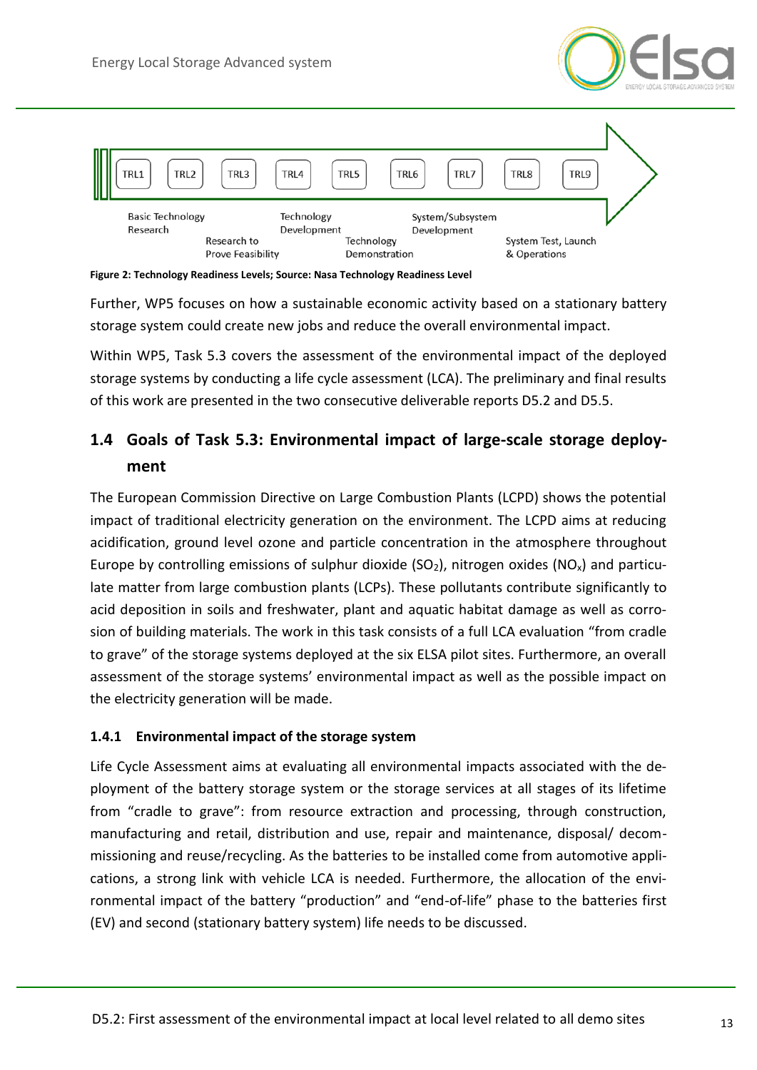TRL1 TRL2 TRL3 TRL4 TRL5 TRL6 TRL7 TRL8 TRL9

Basic Technology Research | Research to Prove Feasibility | Technology Development | Technology Demonstration | System/Subsystem Development | System Test, Launch & Operations

**Figure 2: Technology Readiness Levels; Source: Nasa Technology Readiness Level**

Further, WP5 focuses on how a sustainable economic activity based on a stationary battery storage system could create new jobs and reduce the overall environmental impact.

Within WP5, Task 5.3 covers the assessment of the environmental impact of the deployed storage systems by conducting a life cycle assessment (LCA). The preliminary and final results of this work are presented in the two consecutive deliverable reports D5.2 and D5.5.

## 1.4 Goals of Task 5.3: Environmental impact of large-scale storage deployment

The European Commission Directive on Large Combustion Plants (LCPD) shows the potential impact of traditional electricity generation on the environment. The LCPD aims at reducing acidification, ground level ozone and particle concentration in the atmosphere throughout Europe by controlling emissions of sulphur dioxide ($SO_2$), nitrogen oxides ($NO_x$) and particulate matter from large combustion plants (LCPs). These pollutants contribute significantly to acid deposition in soils and freshwater, plant and aquatic habitat damage as well as corrosion of building materials. The work in this task consists of a full LCA evaluation "from cradle to grave" of the storage systems deployed at the six ELSA pilot sites. Furthermore, an overall assessment of the storage systems' environmental impact as well as the possible impact on the electricity generation will be made.

### 1.4.1 Environmental impact of the storage system

Life Cycle Assessment aims at evaluating all environmental impacts associated with the deployment of the battery storage system or the storage services at all stages of its lifetime from "cradle to grave": from resource extraction and processing, through construction, manufacturing and retail, distribution and use, repair and maintenance, disposal/ decommissioning and reuse/recycling. As the batteries to be installed come from automotive applications, a strong link with vehicle LCA is needed. Furthermore, the allocation of the environmental impact of the battery "production" and "end-of-life" phase to the batteries first (EV) and second (stationary battery system) life needs to be discussed.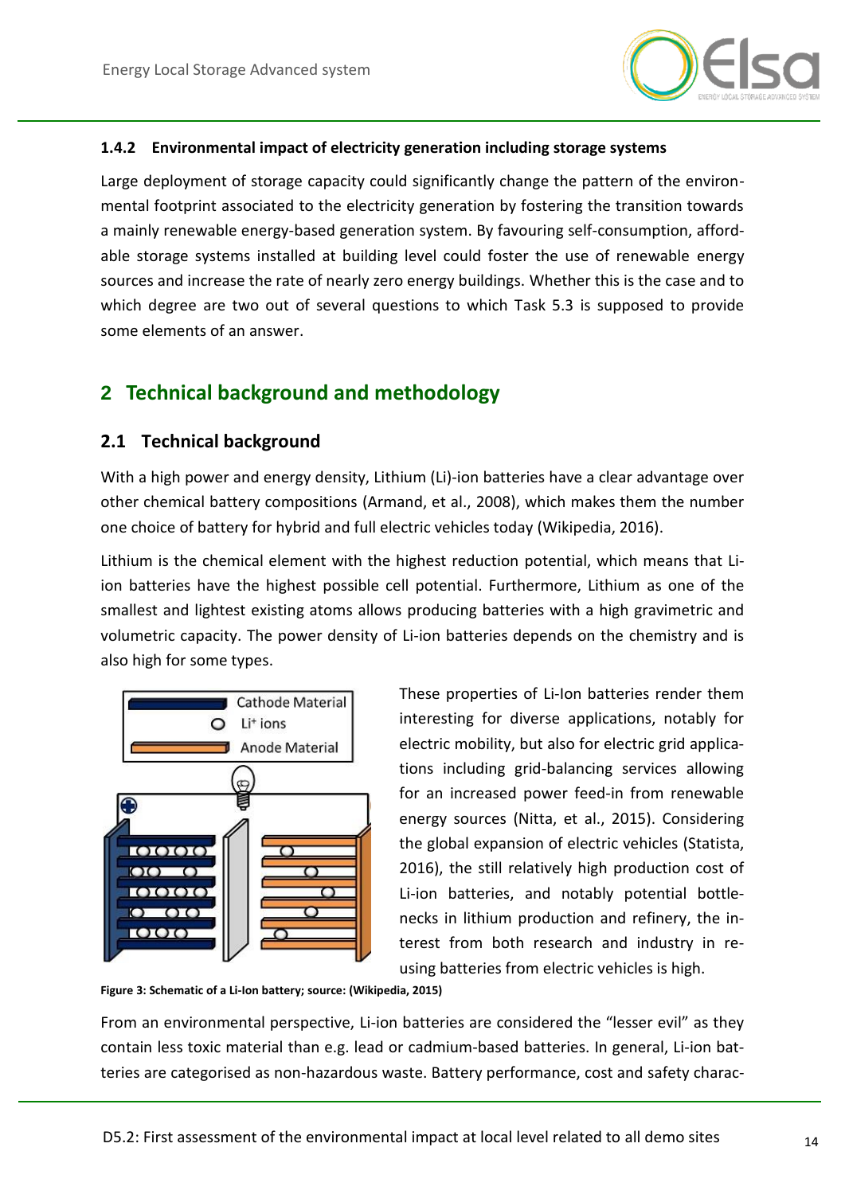### 1.4.2 Environmental impact of electricity generation including storage systems

Large deployment of storage capacity could significantly change the pattern of the environmental footprint associated to the electricity generation by fostering the transition towards a mainly renewable energy-based generation system. By favouring self-consumption, affordable storage systems installed at building level could foster the use of renewable energy sources and increase the rate of nearly zero energy buildings. Whether this is the case and to which degree are two out of several questions to which Task 5.3 is supposed to provide some elements of an answer.

# 2 Technical background and methodology

## 2.1 Technical background

With a high power and energy density, Lithium (Li)-ion batteries have a clear advantage over other chemical battery compositions (Armand, et al., 2008), which makes them the number one choice of battery for hybrid and full electric vehicles today (Wikipedia, 2016).

Lithium is the chemical element with the highest reduction potential, which means that Li-ion batteries have the highest possible cell potential. Furthermore, Lithium as one of the smallest and lightest existing atoms allows producing batteries with a high gravimetric and volumetric capacity. The power density of Li-ion batteries depends on the chemistry and is also high for some types.

These properties of Li-Ion batteries render them interesting for diverse applications, notably for electric mobility, but also for electric grid applications including grid-balancing services allowing for an increased power feed-in from renewable energy sources (Nitta, et al., 2015). Considering the global expansion of electric vehicles (Statista, 2016), the still relatively high production cost of Li-ion batteries, and notably potential bottlenecks in lithium production and refinery, the interest from both research and industry in reusing batteries from electric vehicles is high.

Cathode Material
$Li^+$ ions
Anode Material

**Figure 3: Schematic of a Li-Ion battery; source: (Wikipedia, 2015)**

From an environmental perspective, Li-ion batteries are considered the "lesser evil" as they contain less toxic material than e.g. lead or cadmium-based batteries. In general, Li-ion batteries are categorised as non-hazardous waste. Battery performance, cost and safety charac-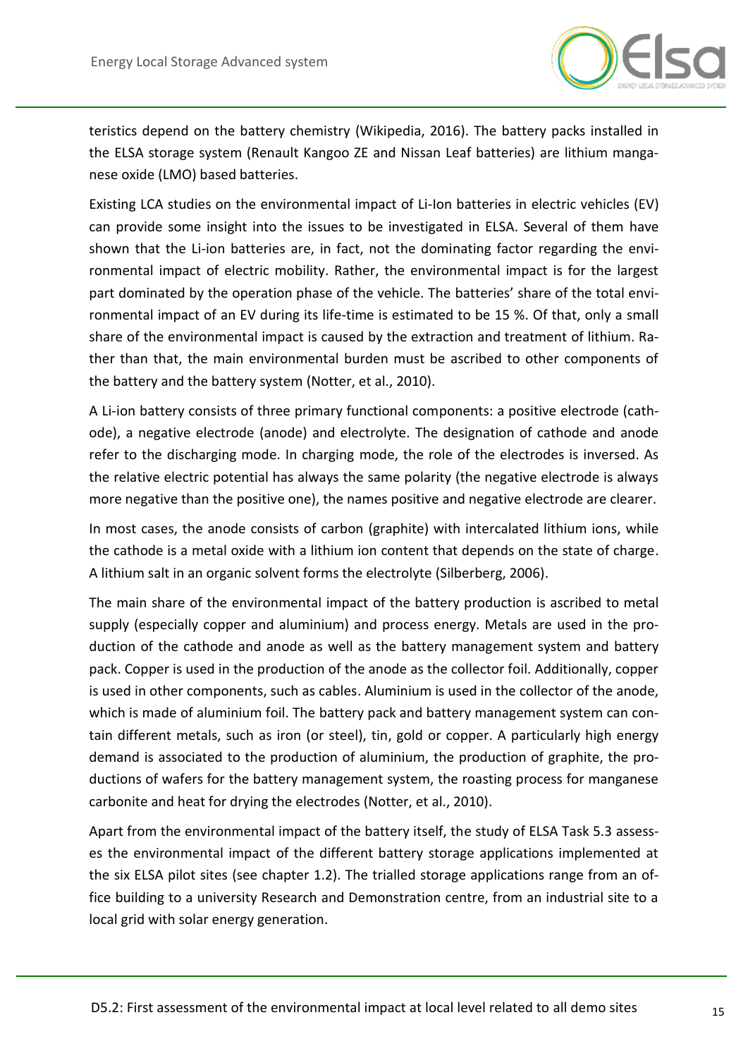teristics depend on the battery chemistry (Wikipedia, 2016). The battery packs installed in the ELSA storage system (Renault Kangoo ZE and Nissan Leaf batteries) are lithium manganese oxide (LMO) based batteries.

Existing LCA studies on the environmental impact of Li-Ion batteries in electric vehicles (EV) can provide some insight into the issues to be investigated in ELSA. Several of them have shown that the Li-ion batteries are, in fact, not the dominating factor regarding the environmental impact of electric mobility. Rather, the environmental impact is for the largest part dominated by the operation phase of the vehicle. The batteries' share of the total environmental impact of an EV during its life-time is estimated to be 15 %. Of that, only a small share of the environmental impact is caused by the extraction and treatment of lithium. Rather than that, the main environmental burden must be ascribed to other components of the battery and the battery system (Notter, et al., 2010).

A Li-ion battery consists of three primary functional components: a positive electrode (cathode), a negative electrode (anode) and electrolyte. The designation of cathode and anode refer to the discharging mode. In charging mode, the role of the electrodes is inversed. As the relative electric potential has always the same polarity (the negative electrode is always more negative than the positive one), the names positive and negative electrode are clearer.

In most cases, the anode consists of carbon (graphite) with intercalated lithium ions, while the cathode is a metal oxide with a lithium ion content that depends on the state of charge. A lithium salt in an organic solvent forms the electrolyte (Silberberg, 2006).

The main share of the environmental impact of the battery production is ascribed to metal supply (especially copper and aluminium) and process energy. Metals are used in the production of the cathode and anode as well as the battery management system and battery pack. Copper is used in the production of the anode as the collector foil. Additionally, copper is used in other components, such as cables. Aluminium is used in the collector of the anode, which is made of aluminium foil. The battery pack and battery management system can contain different metals, such as iron (or steel), tin, gold or copper. A particularly high energy demand is associated to the production of aluminium, the production of graphite, the productions of wafers for the battery management system, the roasting process for manganese carbonite and heat for drying the electrodes (Notter, et al., 2010).

Apart from the environmental impact of the battery itself, the study of ELSA Task 5.3 assesses the environmental impact of the different battery storage applications implemented at the six ELSA pilot sites (see chapter 1.2). The trialled storage applications range from an office building to a university Research and Demonstration centre, from an industrial site to a local grid with solar energy generation.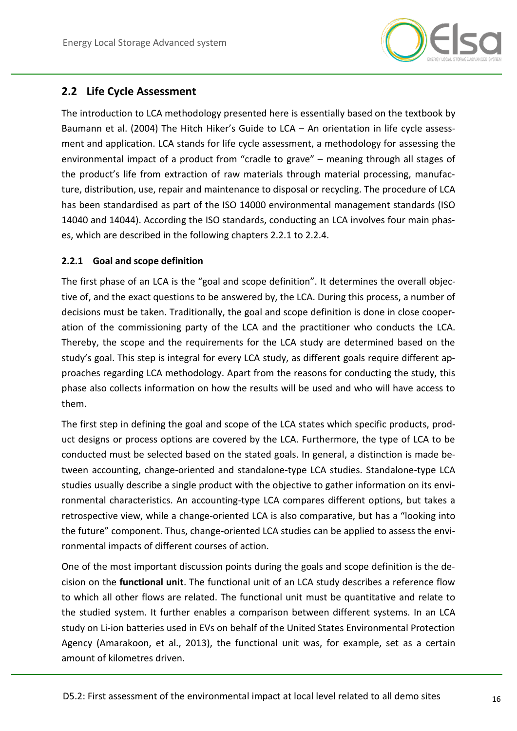## 2.2 Life Cycle Assessment

The introduction to LCA methodology presented here is essentially based on the textbook by Baumann et al. (2004) The Hitch Hiker's Guide to LCA – An orientation in life cycle assessment and application. LCA stands for life cycle assessment, a methodology for assessing the environmental impact of a product from "cradle to grave" – meaning through all stages of the product's life from extraction of raw materials through material processing, manufacture, distribution, use, repair and maintenance to disposal or recycling. The procedure of LCA has been standardised as part of the ISO 14000 environmental management standards (ISO 14040 and 14044). According the ISO standards, conducting an LCA involves four main phases, which are described in the following chapters 2.2.1 to 2.2.4.

### 2.2.1 Goal and scope definition

The first phase of an LCA is the "goal and scope definition". It determines the overall objective of, and the exact questions to be answered by, the LCA. During this process, a number of decisions must be taken. Traditionally, the goal and scope definition is done in close cooperation of the commissioning party of the LCA and the practitioner who conducts the LCA. Thereby, the scope and the requirements for the LCA study are determined based on the study's goal. This step is integral for every LCA study, as different goals require different approaches regarding LCA methodology. Apart from the reasons for conducting the study, this phase also collects information on how the results will be used and who will have access to them.

The first step in defining the goal and scope of the LCA states which specific products, product designs or process options are covered by the LCA. Furthermore, the type of LCA to be conducted must be selected based on the stated goals. In general, a distinction is made between accounting, change-oriented and standalone-type LCA studies. Standalone-type LCA studies usually describe a single product with the objective to gather information on its environmental characteristics. An accounting-type LCA compares different options, but takes a retrospective view, while a change-oriented LCA is also comparative, but has a "looking into the future" component. Thus, change-oriented LCA studies can be applied to assess the environmental impacts of different courses of action.

One of the most important discussion points during the goals and scope definition is the decision on the **functional unit**. The functional unit of an LCA study describes a reference flow to which all other flows are related. The functional unit must be quantitative and relate to the studied system. It further enables a comparison between different systems. In an LCA study on Li-ion batteries used in EVs on behalf of the United States Environmental Protection Agency (Amarakoon, et al., 2013), the functional unit was, for example, set as a certain amount of kilometres driven.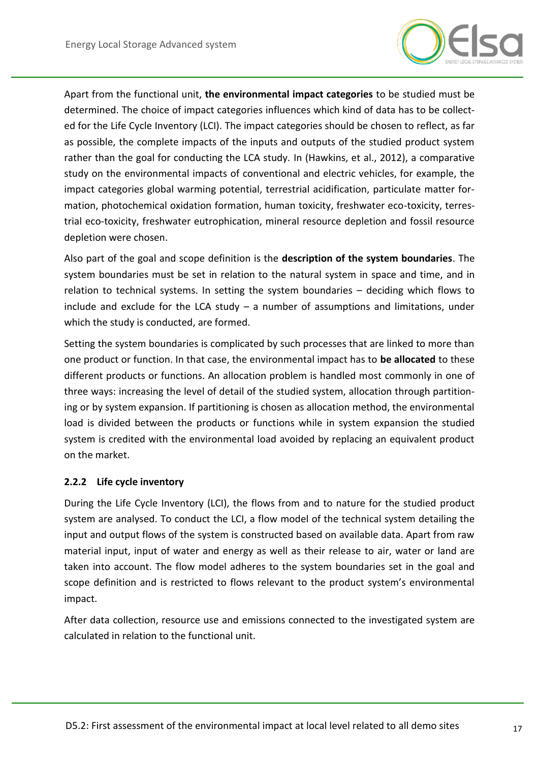Apart from the functional unit, **the environmental impact categories** to be studied must be determined. The choice of impact categories influences which kind of data has to be collected for the Life Cycle Inventory (LCI). The impact categories should be chosen to reflect, as far as possible, the complete impacts of the inputs and outputs of the studied product system rather than the goal for conducting the LCA study. In (Hawkins, et al., 2012), a comparative study on the environmental impacts of conventional and electric vehicles, for example, the impact categories global warming potential, terrestrial acidification, particulate matter formation, photochemical oxidation formation, human toxicity, freshwater eco-toxicity, terrestrial eco-toxicity, freshwater eutrophication, mineral resource depletion and fossil resource depletion were chosen.

Also part of the goal and scope definition is the **description of the system boundaries**. The system boundaries must be set in relation to the natural system in space and time, and in relation to technical systems. In setting the system boundaries – deciding which flows to include and exclude for the LCA study – a number of assumptions and limitations, under which the study is conducted, are formed.

Setting the system boundaries is complicated by such processes that are linked to more than one product or function. In that case, the environmental impact has to **be allocated** to these different products or functions. An allocation problem is handled most commonly in one of three ways: increasing the level of detail of the studied system, allocation through partitioning or by system expansion. If partitioning is chosen as allocation method, the environmental load is divided between the products or functions while in system expansion the studied system is credited with the environmental load avoided by replacing an equivalent product on the market.

### 2.2.2 Life cycle inventory

During the Life Cycle Inventory (LCI), the flows from and to nature for the studied product system are analysed. To conduct the LCI, a flow model of the technical system detailing the input and output flows of the system is constructed based on available data. Apart from raw material input, input of water and energy as well as their release to air, water or land are taken into account. The flow model adheres to the system boundaries set in the goal and scope definition and is restricted to flows relevant to the product system's environmental impact.

After data collection, resource use and emissions connected to the investigated system are calculated in relation to the functional unit.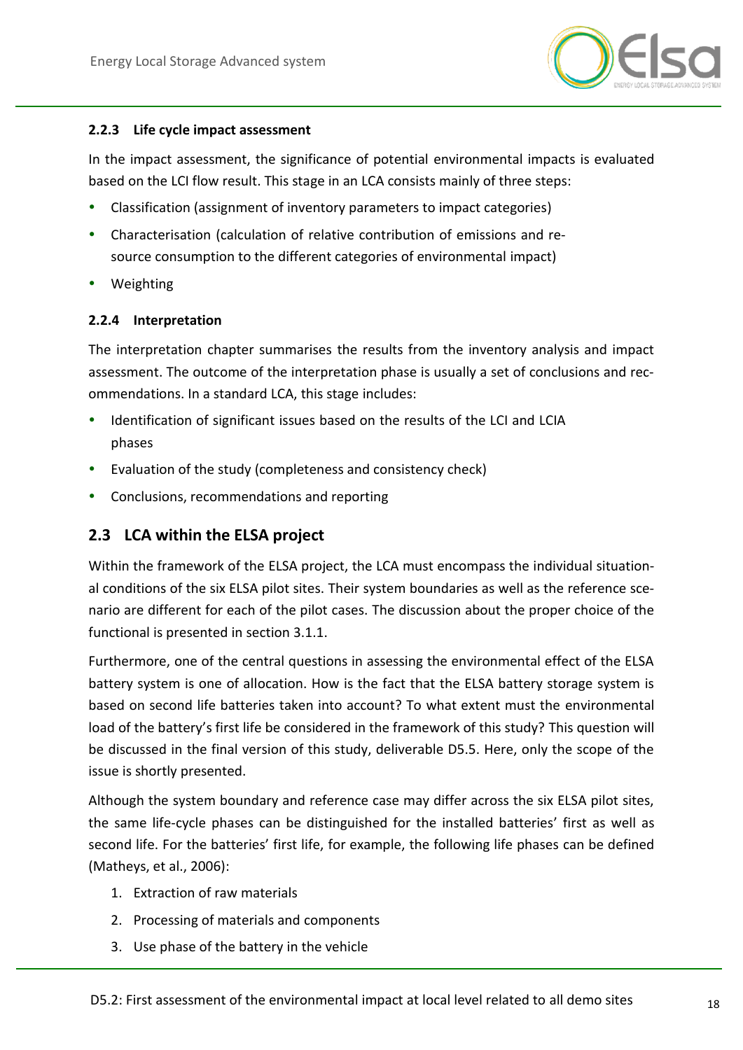### 2.2.3 Life cycle impact assessment

In the impact assessment, the significance of potential environmental impacts is evaluated based on the LCI flow result. This stage in an LCA consists mainly of three steps:

- Classification (assignment of inventory parameters to impact categories)
- Characterisation (calculation of relative contribution of emissions and resource consumption to the different categories of environmental impact)
- Weighting

### 2.2.4 Interpretation

The interpretation chapter summarises the results from the inventory analysis and impact assessment. The outcome of the interpretation phase is usually a set of conclusions and recommendations. In a standard LCA, this stage includes:

- Identification of significant issues based on the results of the LCI and LCIA phases
- Evaluation of the study (completeness and consistency check)
- Conclusions, recommendations and reporting

## 2.3 LCA within the ELSA project

Within the framework of the ELSA project, the LCA must encompass the individual situational conditions of the six ELSA pilot sites. Their system boundaries as well as the reference scenario are different for each of the pilot cases. The discussion about the proper choice of the functional is presented in section 3.1.1.

Furthermore, one of the central questions in assessing the environmental effect of the ELSA battery system is one of allocation. How is the fact that the ELSA battery storage system is based on second life batteries taken into account? To what extent must the environmental load of the battery's first life be considered in the framework of this study? This question will be discussed in the final version of this study, deliverable D5.5. Here, only the scope of the issue is shortly presented.

Although the system boundary and reference case may differ across the six ELSA pilot sites, the same life-cycle phases can be distinguished for the installed batteries' first as well as second life. For the batteries' first life, for example, the following life phases can be defined (Matheys, et al., 2006):

1. Extraction of raw materials
2. Processing of materials and components
3. Use phase of the battery in the vehicle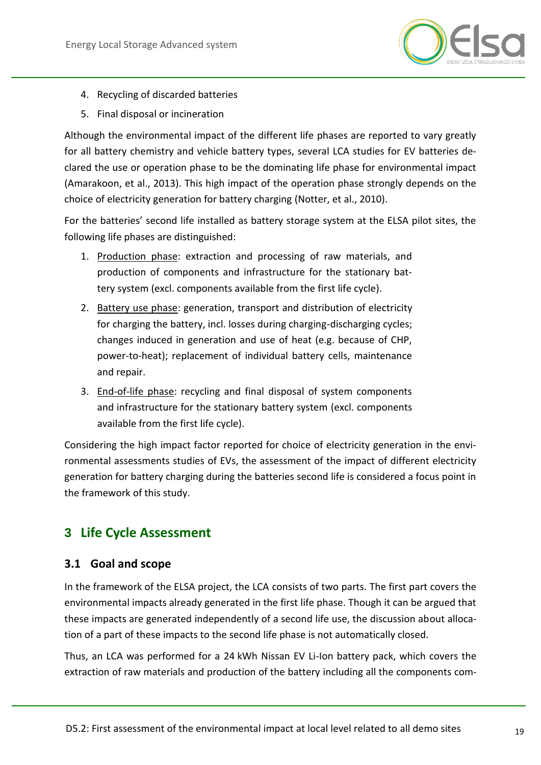4. Recycling of discarded batteries
5. Final disposal or incineration

Although the environmental impact of the different life phases are reported to vary greatly for all battery chemistry and vehicle battery types, several LCA studies for EV batteries declared the use or operation phase to be the dominating life phase for environmental impact (Amarakoon, et al., 2013). This high impact of the operation phase strongly depends on the choice of electricity generation for battery charging (Notter, et al., 2010).

For the batteries' second life installed as battery storage system at the ELSA pilot sites, the following life phases are distinguished:

1. Production phase: extraction and processing of raw materials, and production of components and infrastructure for the stationary battery system (excl. components available from the first life cycle).
2. Battery use phase: generation, transport and distribution of electricity for charging the battery, incl. losses during charging-discharging cycles; changes induced in generation and use of heat (e.g. because of CHP, power-to-heat); replacement of individual battery cells, maintenance and repair.
3. End-of-life phase: recycling and final disposal of system components and infrastructure for the stationary battery system (excl. components available from the first life cycle).

Considering the high impact factor reported for choice of electricity generation in the environmental assessments studies of EVs, the assessment of the impact of different electricity generation for battery charging during the batteries second life is considered a focus point in the framework of this study.

# 3 Life Cycle Assessment

## 3.1 Goal and scope

In the framework of the ELSA project, the LCA consists of two parts. The first part covers the environmental impacts already generated in the first life phase. Though it can be argued that these impacts are generated independently of a second life use, the discussion about allocation of a part of these impacts to the second life phase is not automatically closed.

Thus, an LCA was performed for a 24 kWh Nissan EV Li-Ion battery pack, which covers the extraction of raw materials and production of the battery including all the components com-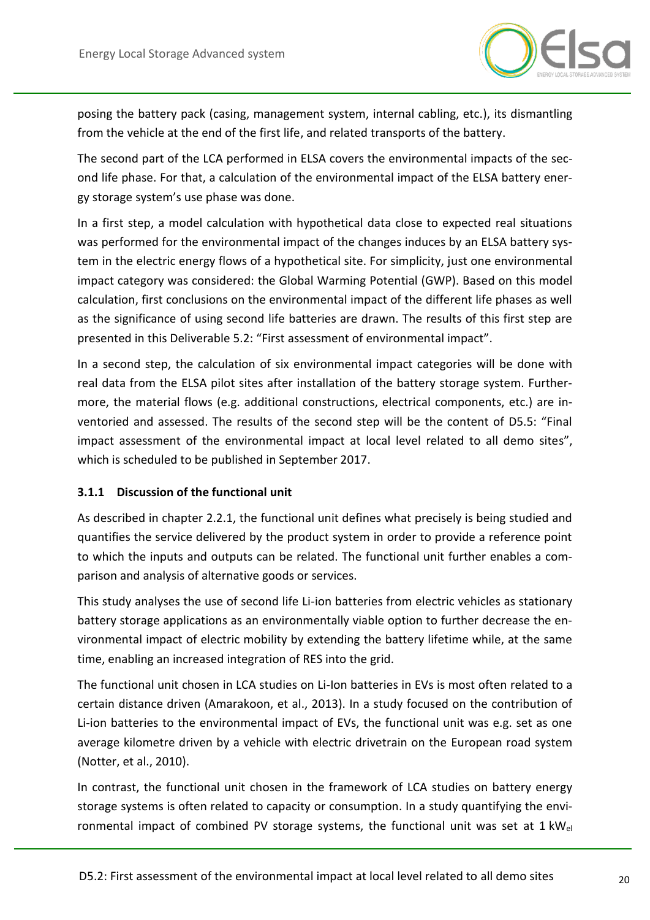posing the battery pack (casing, management system, internal cabling, etc.), its dismantling from the vehicle at the end of the first life, and related transports of the battery.

The second part of the LCA performed in ELSA covers the environmental impacts of the second life phase. For that, a calculation of the environmental impact of the ELSA battery energy storage system's use phase was done.

In a first step, a model calculation with hypothetical data close to expected real situations was performed for the environmental impact of the changes induces by an ELSA battery system in the electric energy flows of a hypothetical site. For simplicity, just one environmental impact category was considered: the Global Warming Potential (GWP). Based on this model calculation, first conclusions on the environmental impact of the different life phases as well as the significance of using second life batteries are drawn. The results of this first step are presented in this Deliverable 5.2: "First assessment of environmental impact".

In a second step, the calculation of six environmental impact categories will be done with real data from the ELSA pilot sites after installation of the battery storage system. Furthermore, the material flows (e.g. additional constructions, electrical components, etc.) are inventoried and assessed. The results of the second step will be the content of D5.5: "Final impact assessment of the environmental impact at local level related to all demo sites", which is scheduled to be published in September 2017.

### 3.1.1 Discussion of the functional unit

As described in chapter 2.2.1, the functional unit defines what precisely is being studied and quantifies the service delivered by the product system in order to provide a reference point to which the inputs and outputs can be related. The functional unit further enables a comparison and analysis of alternative goods or services.

This study analyses the use of second life Li-ion batteries from electric vehicles as stationary battery storage applications as an environmentally viable option to further decrease the environmental impact of electric mobility by extending the battery lifetime while, at the same time, enabling an increased integration of RES into the grid.

The functional unit chosen in LCA studies on Li-Ion batteries in EVs is most often related to a certain distance driven (Amarakoon, et al., 2013). In a study focused on the contribution of Li-ion batteries to the environmental impact of EVs, the functional unit was e.g. set as one average kilometre driven by a vehicle with electric drivetrain on the European road system (Notter, et al., 2010).

In contrast, the functional unit chosen in the framework of LCA studies on battery energy storage systems is often related to capacity or consumption. In a study quantifying the environmental impact of combined PV storage systems, the functional unit was set at 1 $kW_{el}$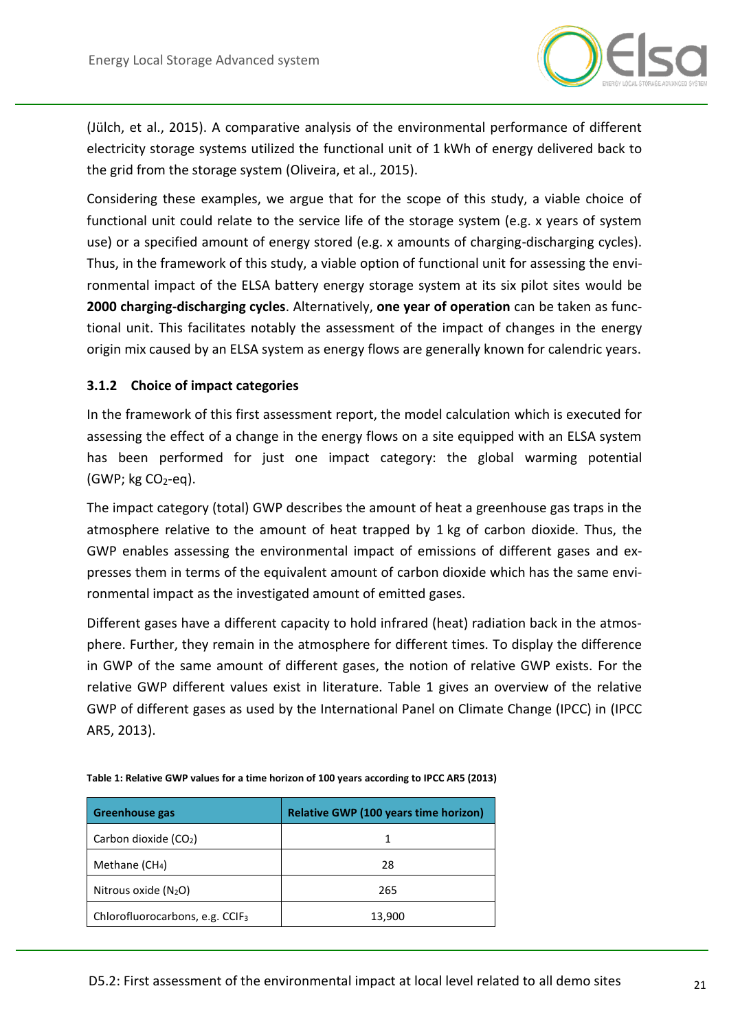(Jülch, et al., 2015). A comparative analysis of the environmental performance of different electricity storage systems utilized the functional unit of 1 kWh of energy delivered back to the grid from the storage system (Oliveira, et al., 2015).

Considering these examples, we argue that for the scope of this study, a viable choice of functional unit could relate to the service life of the storage system (e.g. x years of system use) or a specified amount of energy stored (e.g. x amounts of charging-discharging cycles). Thus, in the framework of this study, a viable option of functional unit for assessing the environmental impact of the ELSA battery energy storage system at its six pilot sites would be **2000 charging-discharging cycles**. Alternatively, **one year of operation** can be taken as functional unit. This facilitates notably the assessment of the impact of changes in the energy origin mix caused by an ELSA system as energy flows are generally known for calendric years.

### 3.1.2 Choice of impact categories

In the framework of this first assessment report, the model calculation which is executed for assessing the effect of a change in the energy flows on a site equipped with an ELSA system has been performed for just one impact category: the global warming potential (GWP; kg $CO_2$-eq).

The impact category (total) GWP describes the amount of heat a greenhouse gas traps in the atmosphere relative to the amount of heat trapped by 1 kg of carbon dioxide. Thus, the GWP enables assessing the environmental impact of emissions of different gases and expresses them in terms of the equivalent amount of carbon dioxide which has the same environmental impact as the investigated amount of emitted gases.

Different gases have a different capacity to hold infrared (heat) radiation back in the atmosphere. Further, they remain in the atmosphere for different times. To display the difference in GWP of the same amount of different gases, the notion of relative GWP exists. For the relative GWP different values exist in literature. Table 1 gives an overview of the relative GWP of different gases as used by the International Panel on Climate Change (IPCC) in (IPCC AR5, 2013).

**Table 1: Relative GWP values for a time horizon of 100 years according to IPCC AR5 (2013)**

| Greenhouse gas | Relative GWP (100 years time horizon) |
|---|---|
| Carbon dioxide ($CO_2$) | 1 |
| Methane ($CH_4$) | 28 |
| Nitrous oxide ($N_2O$) | 265 |
| Chlorofluorocarbons, e.g. $CClF_3$ | 13,900 |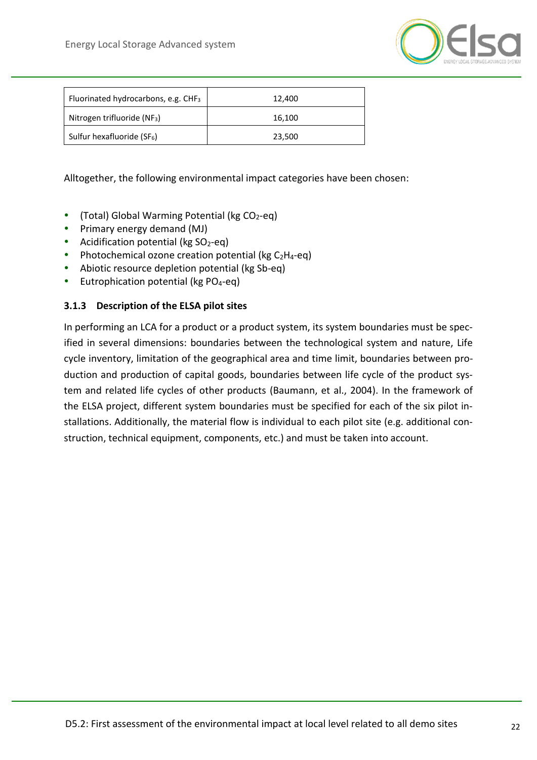| Fluorinated hydrocarbons, e.g. $CHF_3$ | 12,400 |
|---|---|
| Nitrogen trifluoride ($NF_3$) | 16,100 |
| Sulfur hexafluoride ($SF_6$) | 23,500 |

Alltogether, the following environmental impact categories have been chosen:

- (Total) Global Warming Potential (kg $CO_2$-eq)
- Primary energy demand (MJ)
- Acidification potential (kg $SO_2$-eq)
- Photochemical ozone creation potential (kg $C_2H_4$-eq)
- Abiotic resource depletion potential (kg Sb-eq)
- Eutrophication potential (kg $PO_4$-eq)

### 3.1.3 Description of the ELSA pilot sites

In performing an LCA for a product or a product system, its system boundaries must be specified in several dimensions: boundaries between the technological system and nature, Life cycle inventory, limitation of the geographical area and time limit, boundaries between production and production of capital goods, boundaries between life cycle of the product system and related life cycles of other products (Baumann, et al., 2004). In the framework of the ELSA project, different system boundaries must be specified for each of the six pilot installations. Additionally, the material flow is individual to each pilot site (e.g. additional construction, technical equipment, components, etc.) and must be taken into account.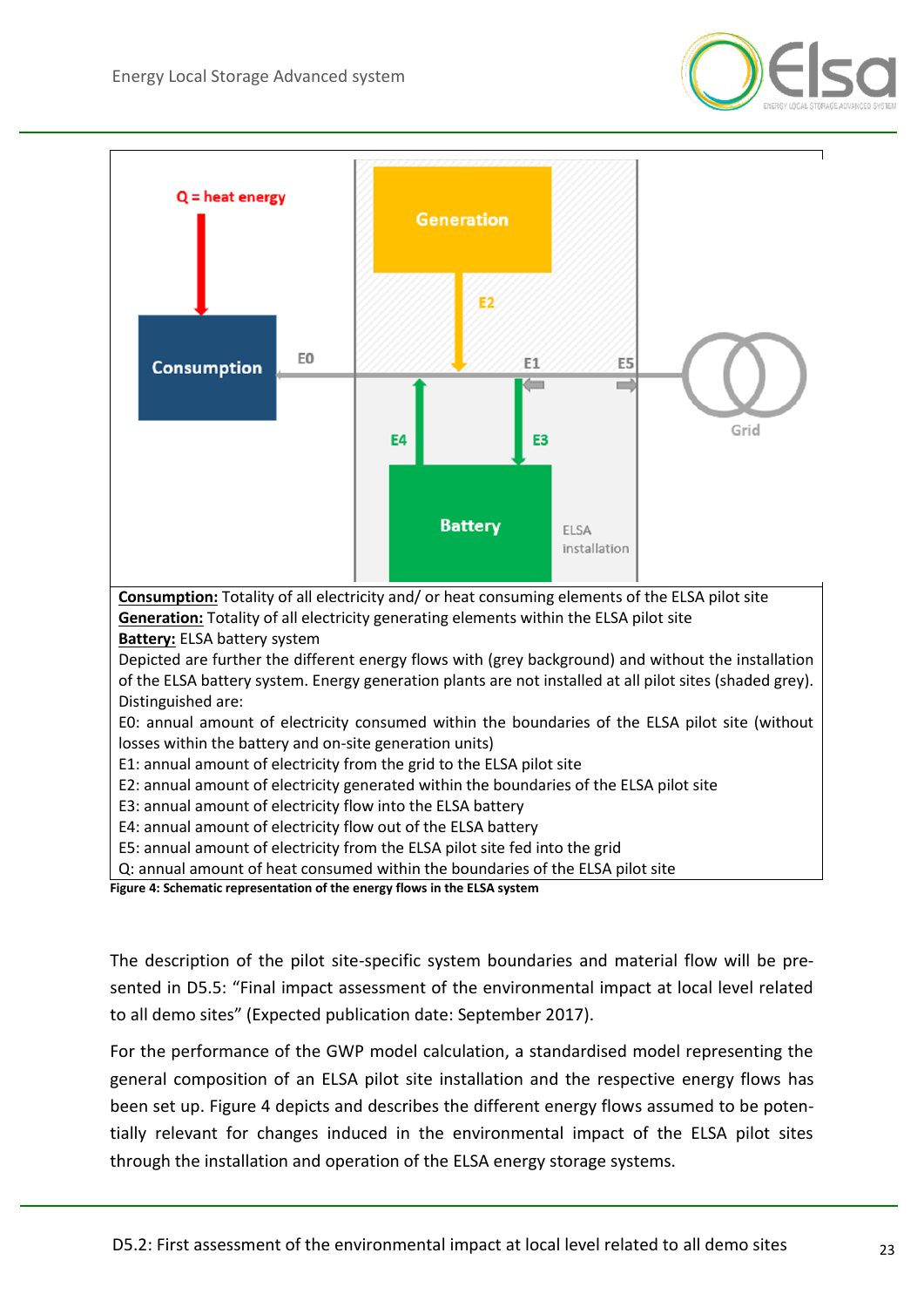**Consumption:** Totality of all electricity and/ or heat consuming elements of the ELSA pilot site
**Generation:** Totality of all electricity generating elements within the ELSA pilot site
**Battery:** ELSA battery system
Depicted are further the different energy flows with (grey background) and without the installation of the ELSA battery system. Energy generation plants are not installed at all pilot sites (shaded grey).
Distinguished are:
E0: annual amount of electricity consumed within the boundaries of the ELSA pilot site (without losses within the battery and on-site generation units)
E1: annual amount of electricity from the grid to the ELSA pilot site
E2: annual amount of electricity generated within the boundaries of the ELSA pilot site
E3: annual amount of electricity flow into the ELSA battery
E4: annual amount of electricity flow out of the ELSA battery
E5: annual amount of electricity from the ELSA pilot site fed into the grid
Q: annual amount of heat consumed within the boundaries of the ELSA pilot site

**Figure 4: Schematic representation of the energy flows in the ELSA system**

The description of the pilot site-specific system boundaries and material flow will be presented in D5.5: "Final impact assessment of the environmental impact at local level related to all demo sites" (Expected publication date: September 2017).

For the performance of the GWP model calculation, a standardised model representing the general composition of an ELSA pilot site installation and the respective energy flows has been set up. Figure 4 depicts and describes the different energy flows assumed to be potentially relevant for changes induced in the environmental impact of the ELSA pilot sites through the installation and operation of the ELSA energy storage systems.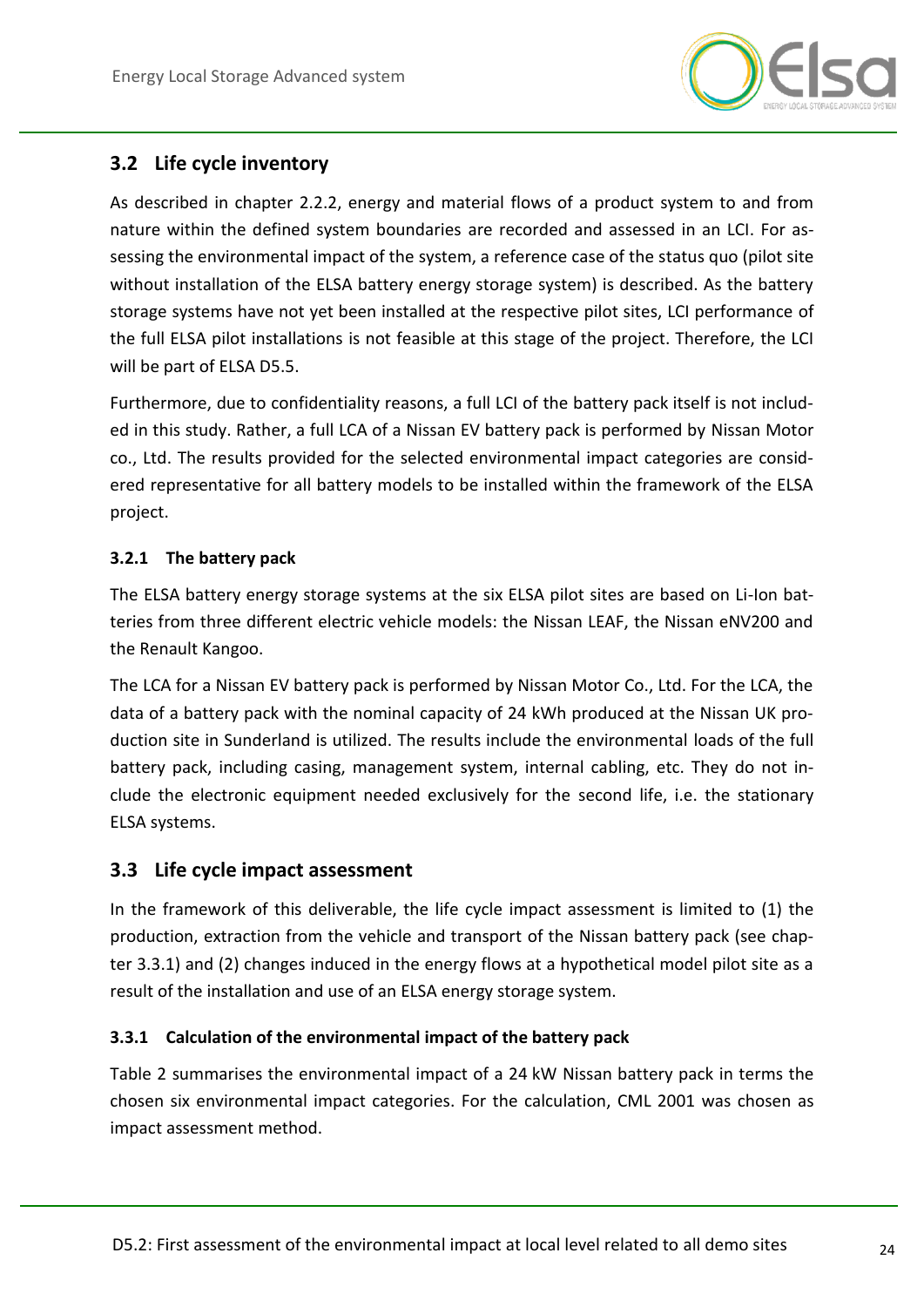## 3.2 Life cycle inventory

As described in chapter 2.2.2, energy and material flows of a product system to and from nature within the defined system boundaries are recorded and assessed in an LCI. For assessing the environmental impact of the system, a reference case of the status quo (pilot site without installation of the ELSA battery energy storage system) is described. As the battery storage systems have not yet been installed at the respective pilot sites, LCI performance of the full ELSA pilot installations is not feasible at this stage of the project. Therefore, the LCI will be part of ELSA D5.5.

Furthermore, due to confidentiality reasons, a full LCI of the battery pack itself is not included in this study. Rather, a full LCA of a Nissan EV battery pack is performed by Nissan Motor co., Ltd. The results provided for the selected environmental impact categories are considered representative for all battery models to be installed within the framework of the ELSA project.

### 3.2.1 The battery pack

The ELSA battery energy storage systems at the six ELSA pilot sites are based on Li-Ion batteries from three different electric vehicle models: the Nissan LEAF, the Nissan eNV200 and the Renault Kangoo.

The LCA for a Nissan EV battery pack is performed by Nissan Motor Co., Ltd. For the LCA, the data of a battery pack with the nominal capacity of 24 kWh produced at the Nissan UK production site in Sunderland is utilized. The results include the environmental loads of the full battery pack, including casing, management system, internal cabling, etc. They do not include the electronic equipment needed exclusively for the second life, i.e. the stationary ELSA systems.

## 3.3 Life cycle impact assessment

In the framework of this deliverable, the life cycle impact assessment is limited to (1) the production, extraction from the vehicle and transport of the Nissan battery pack (see chapter 3.3.1) and (2) changes induced in the energy flows at a hypothetical model pilot site as a result of the installation and use of an ELSA energy storage system.

### 3.3.1 Calculation of the environmental impact of the battery pack

Table 2 summarises the environmental impact of a 24 kW Nissan battery pack in terms the chosen six environmental impact categories. For the calculation, CML 2001 was chosen as impact assessment method.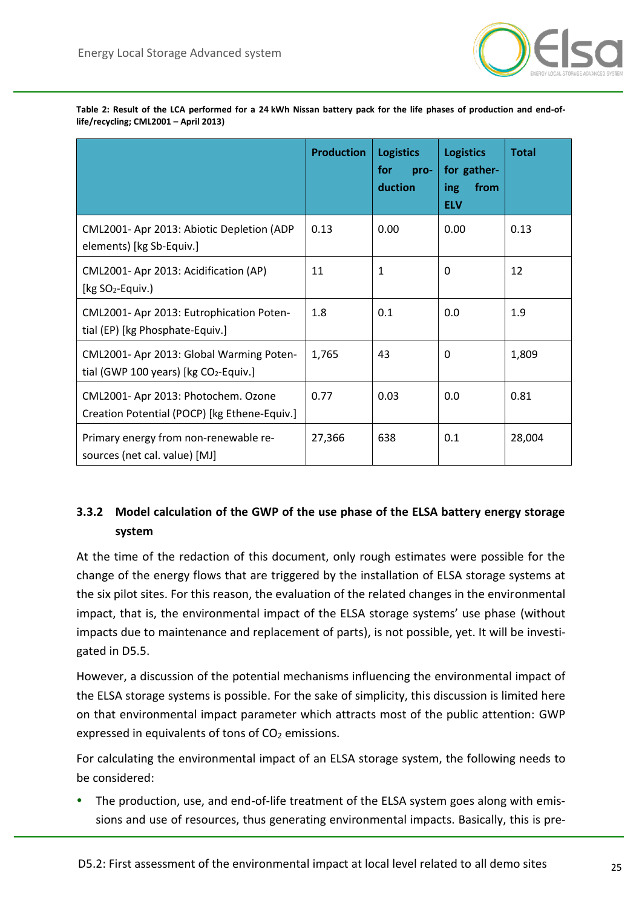**Table 2: Result of the LCA performed for a 24 kWh Nissan battery pack for the life phases of production and end-of-life/recycling; CML2001 – April 2013)**

| | Production | Logistics for production | Logistics for gathering from ELV | Total |
|---|---|---|---|---|
| CML2001- Apr 2013: Abiotic Depletion (ADP elements) [kg Sb-Equiv.] | 0.13 | 0.00 | 0.00 | 0.13 |
| CML2001- Apr 2013: Acidification (AP) [kg $SO_2$-Equiv.) | 11 | 1 | 0 | 12 |
| CML2001- Apr 2013: Eutrophication Potential (EP) [kg Phosphate-Equiv.] | 1.8 | 0.1 | 0.0 | 1.9 |
| CML2001- Apr 2013: Global Warming Potential (GWP 100 years) [kg $CO_2$-Equiv.] | 1,765 | 43 | 0 | 1,809 |
| CML2001- Apr 2013: Photochem. Ozone Creation Potential (POCP) [kg Ethene-Equiv.] | 0.77 | 0.03 | 0.0 | 0.81 |
| Primary energy from non-renewable resources (net cal. value) [MJ] | 27,366 | 638 | 0.1 | 28,004 |

### 3.3.2 Model calculation of the GWP of the use phase of the ELSA battery energy storage system

At the time of the redaction of this document, only rough estimates were possible for the change of the energy flows that are triggered by the installation of ELSA storage systems at the six pilot sites. For this reason, the evaluation of the related changes in the environmental impact, that is, the environmental impact of the ELSA storage systems' use phase (without impacts due to maintenance and replacement of parts), is not possible, yet. It will be investigated in D5.5.

However, a discussion of the potential mechanisms influencing the environmental impact of the ELSA storage systems is possible. For the sake of simplicity, this discussion is limited here on that environmental impact parameter which attracts most of the public attention: GWP expressed in equivalents of tons of $CO_2$ emissions.

For calculating the environmental impact of an ELSA storage system, the following needs to be considered:

- The production, use, and end-of-life treatment of the ELSA system goes along with emissions and use of resources, thus generating environmental impacts. Basically, this is pre-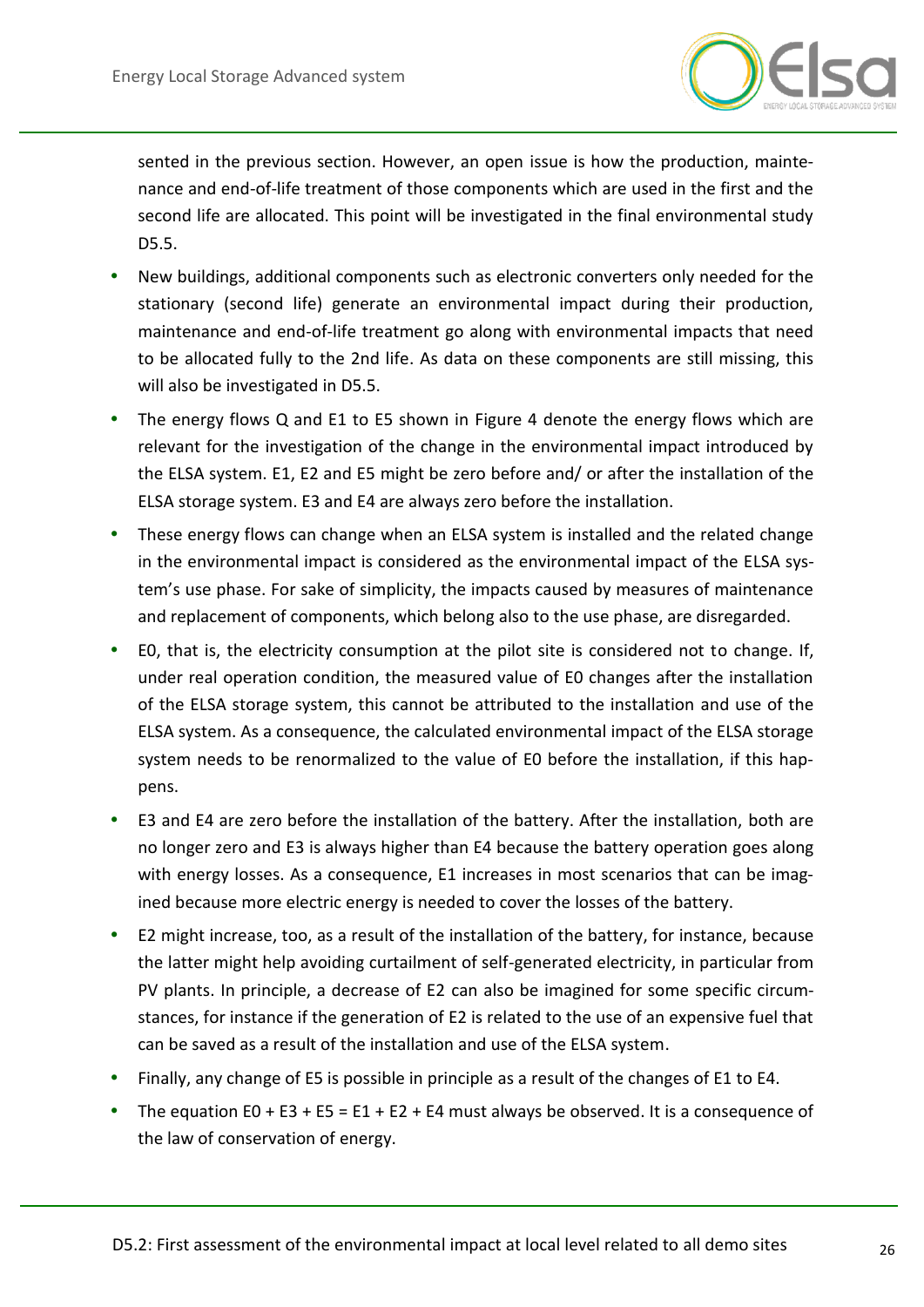sented in the previous section. However, an open issue is how the production, maintenance and end-of-life treatment of those components which are used in the first and the second life are allocated. This point will be investigated in the final environmental study D5.5.

- New buildings, additional components such as electronic converters only needed for the stationary (second life) generate an environmental impact during their production, maintenance and end-of-life treatment go along with environmental impacts that need to be allocated fully to the 2nd life. As data on these components are still missing, this will also be investigated in D5.5.
- The energy flows Q and E1 to E5 shown in Figure 4 denote the energy flows which are relevant for the investigation of the change in the environmental impact introduced by the ELSA system. E1, E2 and E5 might be zero before and/ or after the installation of the ELSA storage system. E3 and E4 are always zero before the installation.
- These energy flows can change when an ELSA system is installed and the related change in the environmental impact is considered as the environmental impact of the ELSA system's use phase. For sake of simplicity, the impacts caused by measures of maintenance and replacement of components, which belong also to the use phase, are disregarded.
- E0, that is, the electricity consumption at the pilot site is considered not to change. If, under real operation condition, the measured value of E0 changes after the installation of the ELSA storage system, this cannot be attributed to the installation and use of the ELSA system. As a consequence, the calculated environmental impact of the ELSA storage system needs to be renormalized to the value of E0 before the installation, if this happens.
- E3 and E4 are zero before the installation of the battery. After the installation, both are no longer zero and E3 is always higher than E4 because the battery operation goes along with energy losses. As a consequence, E1 increases in most scenarios that can be imagined because more electric energy is needed to cover the losses of the battery.
- E2 might increase, too, as a result of the installation of the battery, for instance, because the latter might help avoiding curtailment of self-generated electricity, in particular from PV plants. In principle, a decrease of E2 can also be imagined for some specific circumstances, for instance if the generation of E2 is related to the use of an expensive fuel that can be saved as a result of the installation and use of the ELSA system.
- Finally, any change of E5 is possible in principle as a result of the changes of E1 to E4.
- The equation E0 + E3 + E5 = E1 + E2 + E4 must always be observed. It is a consequence of the law of conservation of energy.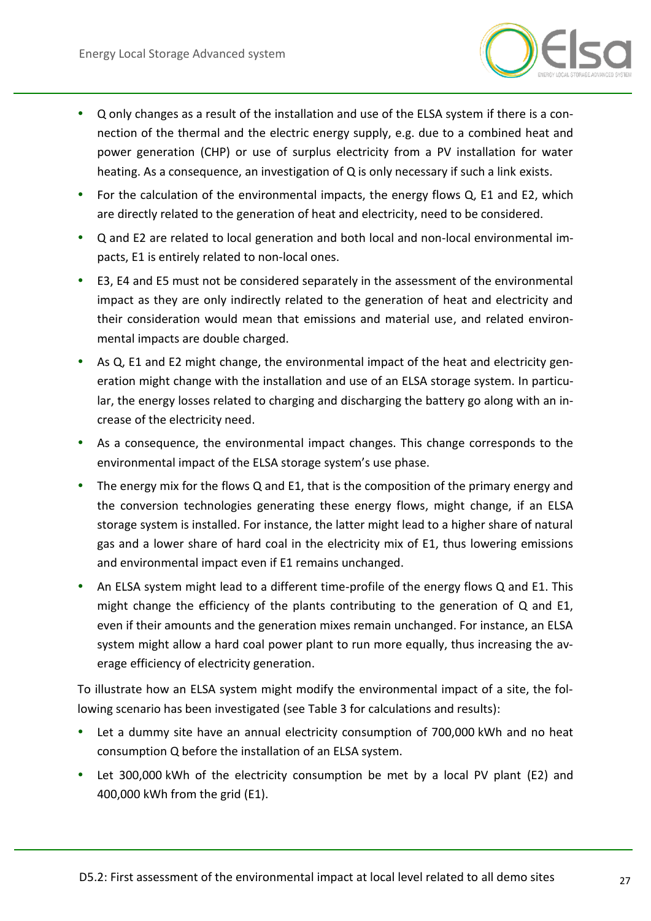- Q only changes as a result of the installation and use of the ELSA system if there is a connection of the thermal and the electric energy supply, e.g. due to a combined heat and power generation (CHP) or use of surplus electricity from a PV installation for water heating. As a consequence, an investigation of Q is only necessary if such a link exists.
- For the calculation of the environmental impacts, the energy flows Q, E1 and E2, which are directly related to the generation of heat and electricity, need to be considered.
- Q and E2 are related to local generation and both local and non-local environmental impacts, E1 is entirely related to non-local ones.
- E3, E4 and E5 must not be considered separately in the assessment of the environmental impact as they are only indirectly related to the generation of heat and electricity and their consideration would mean that emissions and material use, and related environmental impacts are double charged.
- As Q, E1 and E2 might change, the environmental impact of the heat and electricity generation might change with the installation and use of an ELSA storage system. In particular, the energy losses related to charging and discharging the battery go along with an increase of the electricity need.
- As a consequence, the environmental impact changes. This change corresponds to the environmental impact of the ELSA storage system's use phase.
- The energy mix for the flows Q and E1, that is the composition of the primary energy and the conversion technologies generating these energy flows, might change, if an ELSA storage system is installed. For instance, the latter might lead to a higher share of natural gas and a lower share of hard coal in the electricity mix of E1, thus lowering emissions and environmental impact even if E1 remains unchanged.
- An ELSA system might lead to a different time-profile of the energy flows Q and E1. This might change the efficiency of the plants contributing to the generation of Q and E1, even if their amounts and the generation mixes remain unchanged. For instance, an ELSA system might allow a hard coal power plant to run more equally, thus increasing the average efficiency of electricity generation.

To illustrate how an ELSA system might modify the environmental impact of a site, the following scenario has been investigated (see Table 3 for calculations and results):

- Let a dummy site have an annual electricity consumption of 700,000 kWh and no heat consumption Q before the installation of an ELSA system.
- Let 300,000 kWh of the electricity consumption be met by a local PV plant (E2) and 400,000 kWh from the grid (E1).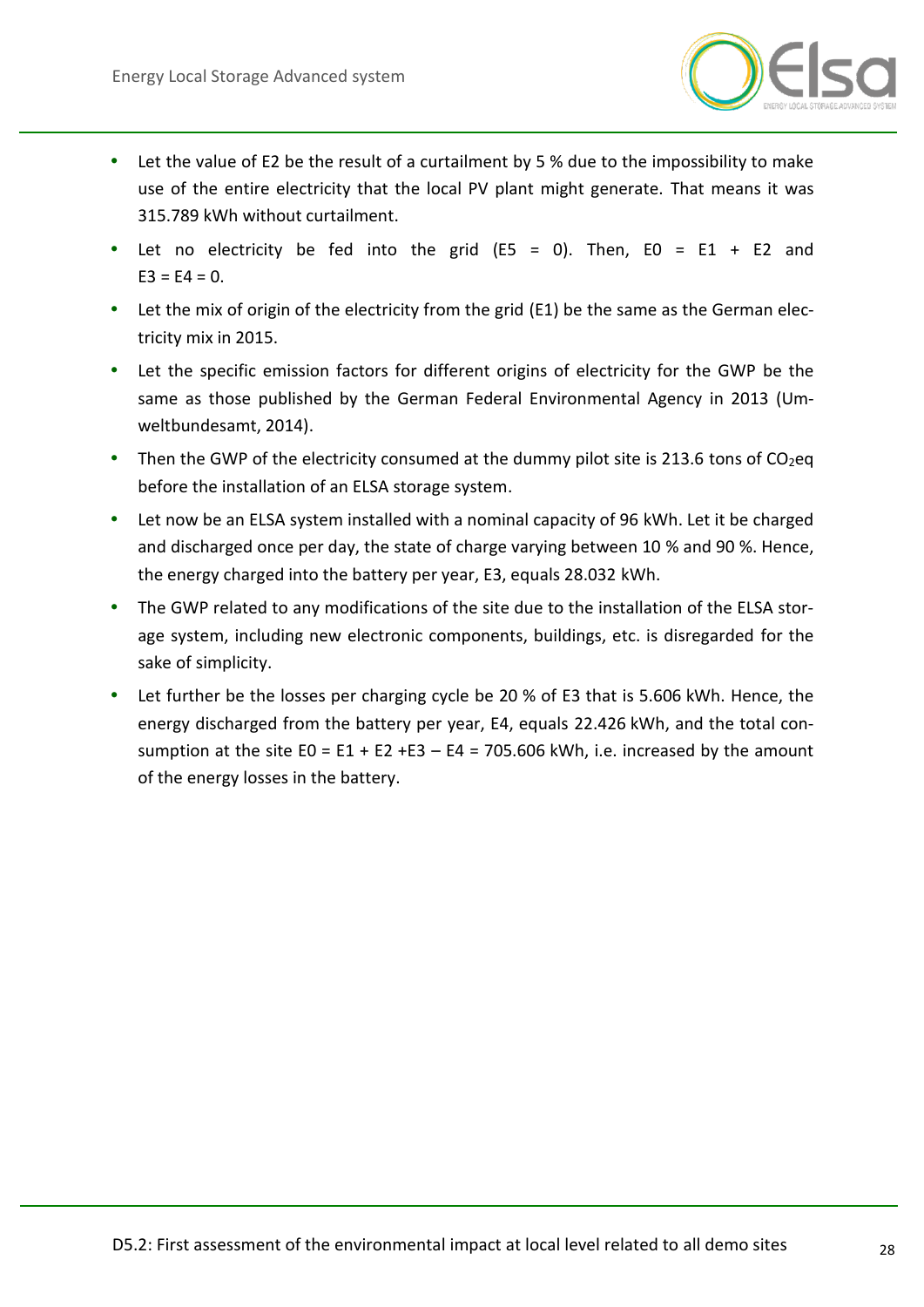- Let the value of E2 be the result of a curtailment by 5 % due to the impossibility to make use of the entire electricity that the local PV plant might generate. That means it was 315.789 kWh without curtailment.
- Let no electricity be fed into the grid (E5 = 0). Then, E0 = E1 + E2 and E3 = E4 = 0.
- Let the mix of origin of the electricity from the grid (E1) be the same as the German electricity mix in 2015.
- Let the specific emission factors for different origins of electricity for the GWP be the same as those published by the German Federal Environmental Agency in 2013 (Umweltbundesamt, 2014).
- Then the GWP of the electricity consumed at the dummy pilot site is 213.6 tons of $CO_2$eq before the installation of an ELSA storage system.
- Let now be an ELSA system installed with a nominal capacity of 96 kWh. Let it be charged and discharged once per day, the state of charge varying between 10 % and 90 %. Hence, the energy charged into the battery per year, E3, equals 28.032 kWh.
- The GWP related to any modifications of the site due to the installation of the ELSA storage system, including new electronic components, buildings, etc. is disregarded for the sake of simplicity.
- Let further be the losses per charging cycle be 20 % of E3 that is 5.606 kWh. Hence, the energy discharged from the battery per year, E4, equals 22.426 kWh, and the total consumption at the site E0 = E1 + E2 +E3 – E4 = 705.606 kWh, i.e. increased by the amount of the energy losses in the battery.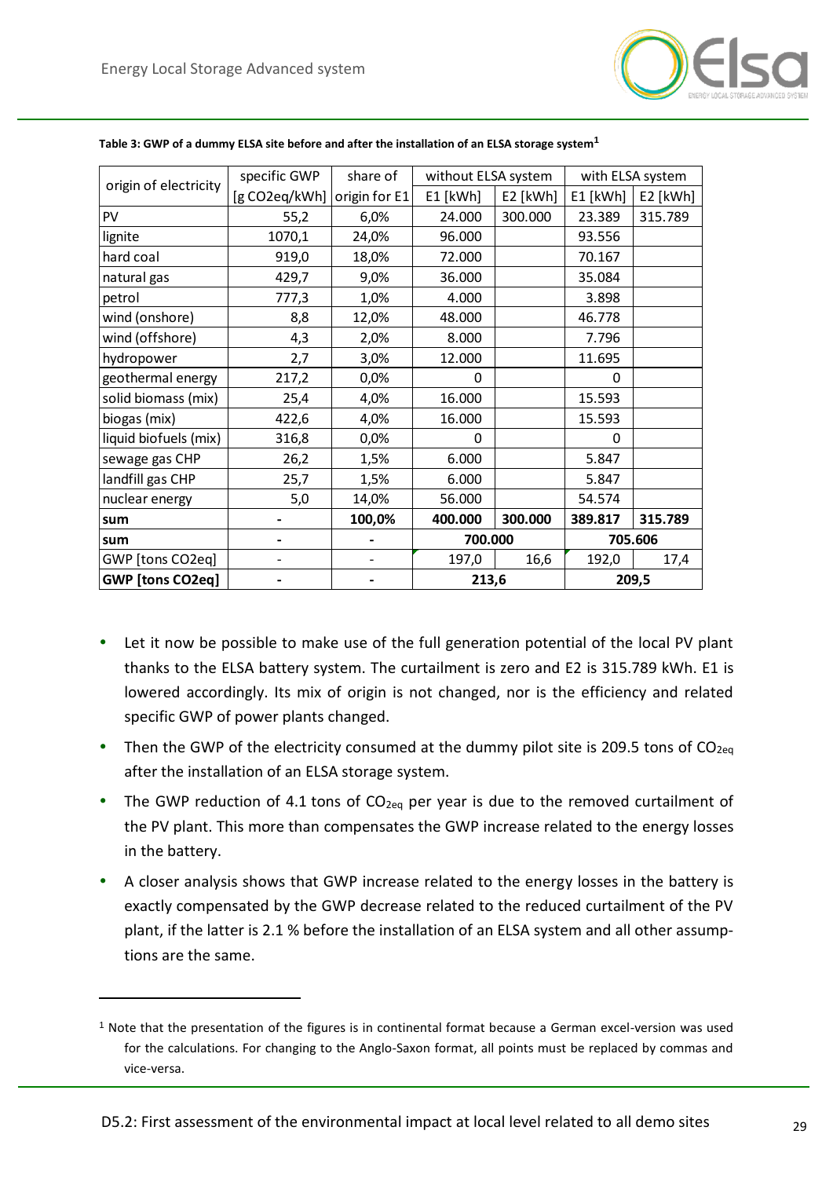**Table 3: GWP of a dummy ELSA site before and after the installation of an ELSA storage system[1]**

| origin of electricity | specific GWP [g CO2eq/kWh] | share of origin for E1 | without ELSA system | | with ELSA system | |
|---|---|---|---|---|---|---|
| | | | E1 [kWh] | E2 [kWh] | E1 [kWh] | E2 [kWh] |
| PV | 55,2 | 6,0% | 24.000 | 300.000 | 23.389 | 315.789 |
| lignite | 1070,1 | 24,0% | 96.000 | | 93.556 | |
| hard coal | 919,0 | 18,0% | 72.000 | | 70.167 | |
| natural gas | 429,7 | 9,0% | 36.000 | | 35.084 | |
| petrol | 777,3 | 1,0% | 4.000 | | 3.898 | |
| wind (onshore) | 8,8 | 12,0% | 48.000 | | 46.778 | |
| wind (offshore) | 4,3 | 2,0% | 8.000 | | 7.796 | |
| hydropower | 2,7 | 3,0% | 12.000 | | 11.695 | |
| geothermal energy | 217,2 | 0,0% | 0 | | 0 | |
| solid biomass (mix) | 25,4 | 4,0% | 16.000 | | 15.593 | |
| biogas (mix) | 422,6 | 4,0% | 16.000 | | 15.593 | |
| liquid biofuels (mix) | 316,8 | 0,0% | 0 | | 0 | |
| sewage gas CHP | 26,2 | 1,5% | 6.000 | | 5.847 | |
| landfill gas CHP | 25,7 | 1,5% | 6.000 | | 5.847 | |
| nuclear energy | 5,0 | 14,0% | 56.000 | | 54.574 | |
| **sum** | **-** | **100,0%** | **400.000** | **300.000** | **389.817** | **315.789** |
| **sum** | **-** | **-** | **700.000** | | **705.606** | |
| GWP [tons CO2eq] | - | - | 197,0 | 16,6 | 192,0 | 17,4 |
| **GWP [tons CO2eq]** | **-** | **-** | **213,6** | | **209,5** | |

- Let it now be possible to make use of the full generation potential of the local PV plant thanks to the ELSA battery system. The curtailment is zero and E2 is 315.789 kWh. E1 is lowered accordingly. Its mix of origin is not changed, nor is the efficiency and related specific GWP of power plants changed.
- Then the GWP of the electricity consumed at the dummy pilot site is 209.5 tons of $CO_{2eq}$ after the installation of an ELSA storage system.
- The GWP reduction of 4.1 tons of $CO_{2eq}$ per year is due to the removed curtailment of the PV plant. This more than compensates the GWP increase related to the energy losses in the battery.
- A closer analysis shows that GWP increase related to the energy losses in the battery is exactly compensated by the GWP decrease related to the reduced curtailment of the PV plant, if the latter is 2.1 % before the installation of an ELSA system and all other assumptions are the same.

[1] Note that the presentation of the figures is in continental format because a German excel-version was used for the calculations. For changing to the Anglo-Saxon format, all points must be replaced by commas and vice-versa.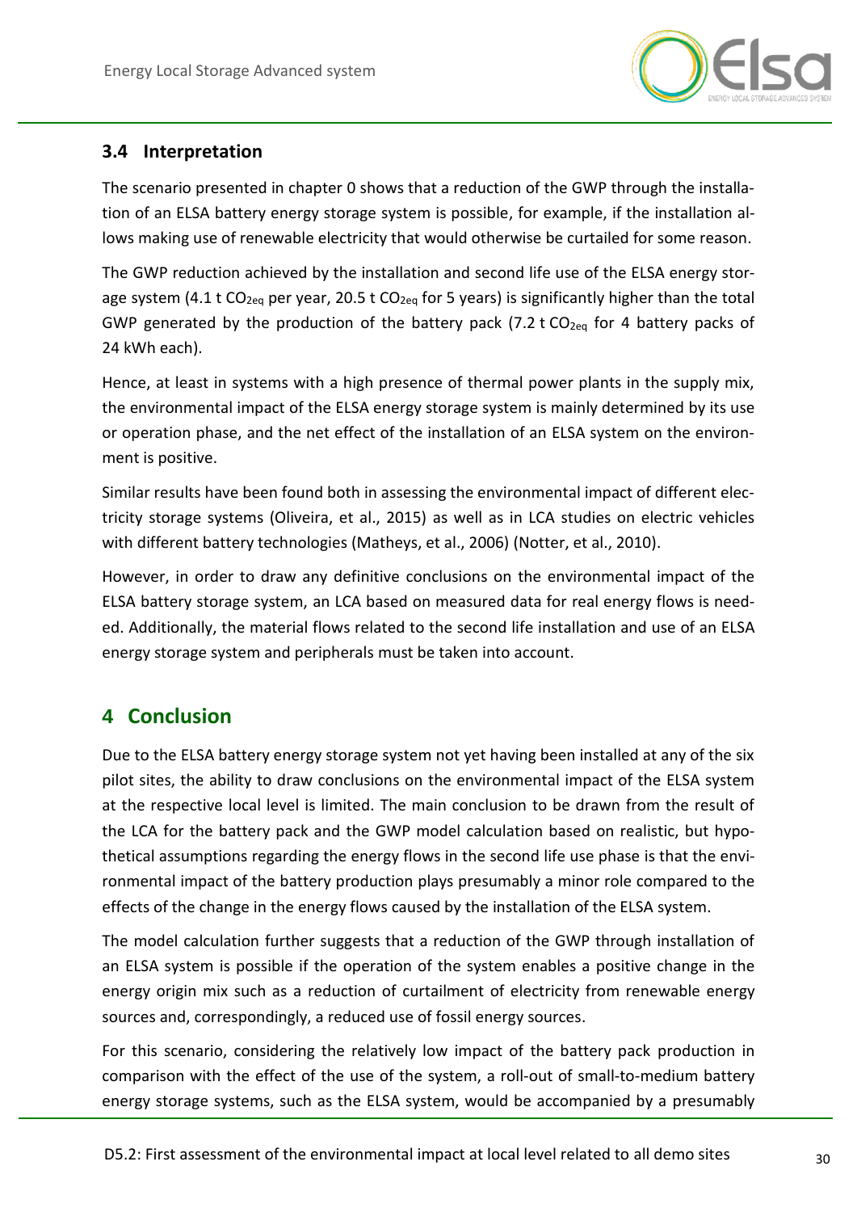## 3.4 Interpretation

The scenario presented in chapter 0 shows that a reduction of the GWP through the installation of an ELSA battery energy storage system is possible, for example, if the installation allows making use of renewable electricity that would otherwise be curtailed for some reason.

The GWP reduction achieved by the installation and second life use of the ELSA energy storage system (4.1 t $CO_{2eq}$ per year, 20.5 t $CO_{2eq}$ for 5 years) is significantly higher than the total GWP generated by the production of the battery pack (7.2 t $CO_{2eq}$ for 4 battery packs of 24 kWh each).

Hence, at least in systems with a high presence of thermal power plants in the supply mix, the environmental impact of the ELSA energy storage system is mainly determined by its use or operation phase, and the net effect of the installation of an ELSA system on the environment is positive.

Similar results have been found both in assessing the environmental impact of different electricity storage systems (Oliveira, et al., 2015) as well as in LCA studies on electric vehicles with different battery technologies (Matheys, et al., 2006) (Notter, et al., 2010).

However, in order to draw any definitive conclusions on the environmental impact of the ELSA battery storage system, an LCA based on measured data for real energy flows is needed. Additionally, the material flows related to the second life installation and use of an ELSA energy storage system and peripherals must be taken into account.

# 4 Conclusion

Due to the ELSA battery energy storage system not yet having been installed at any of the six pilot sites, the ability to draw conclusions on the environmental impact of the ELSA system at the respective local level is limited. The main conclusion to be drawn from the result of the LCA for the battery pack and the GWP model calculation based on realistic, but hypothetical assumptions regarding the energy flows in the second life use phase is that the environmental impact of the battery production plays presumably a minor role compared to the effects of the change in the energy flows caused by the installation of the ELSA system.

The model calculation further suggests that a reduction of the GWP through installation of an ELSA system is possible if the operation of the system enables a positive change in the energy origin mix such as a reduction of curtailment of electricity from renewable energy sources and, correspondingly, a reduced use of fossil energy sources.

For this scenario, considering the relatively low impact of the battery pack production in comparison with the effect of the use of the system, a roll-out of small-to-medium battery energy storage systems, such as the ELSA system, would be accompanied by a presumably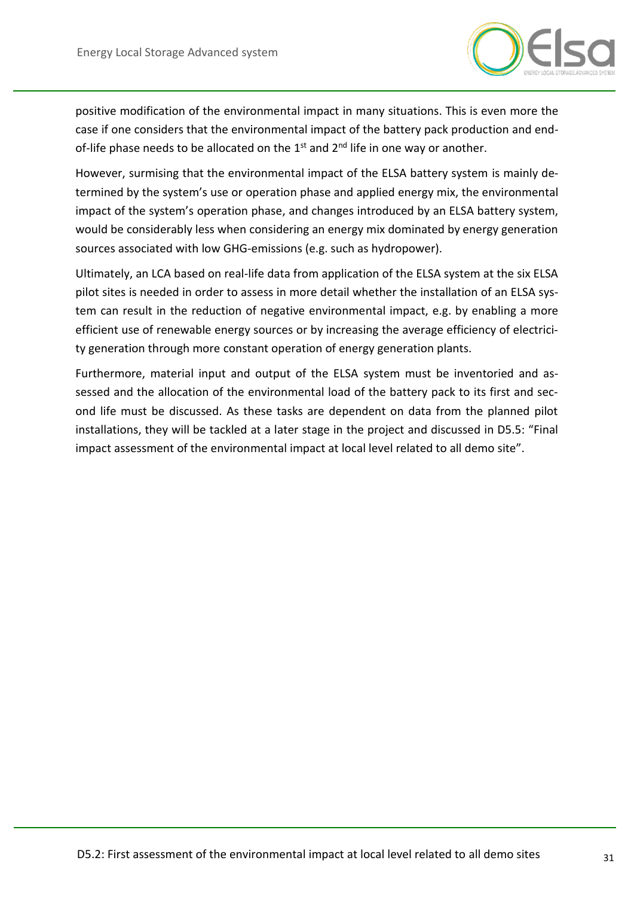positive modification of the environmental impact in many situations. This is even more the case if one considers that the environmental impact of the battery pack production and end-of-life phase needs to be allocated on the 1st and 2nd life in one way or another.

However, surmising that the environmental impact of the ELSA battery system is mainly determined by the system's use or operation phase and applied energy mix, the environmental impact of the system's operation phase, and changes introduced by an ELSA battery system, would be considerably less when considering an energy mix dominated by energy generation sources associated with low GHG-emissions (e.g. such as hydropower).

Ultimately, an LCA based on real-life data from application of the ELSA system at the six ELSA pilot sites is needed in order to assess in more detail whether the installation of an ELSA system can result in the reduction of negative environmental impact, e.g. by enabling a more efficient use of renewable energy sources or by increasing the average efficiency of electricity generation through more constant operation of energy generation plants.

Furthermore, material input and output of the ELSA system must be inventoried and assessed and the allocation of the environmental load of the battery pack to its first and second life must be discussed. As these tasks are dependent on data from the planned pilot installations, they will be tackled at a later stage in the project and discussed in D5.5: "Final impact assessment of the environmental impact at local level related to all demo site".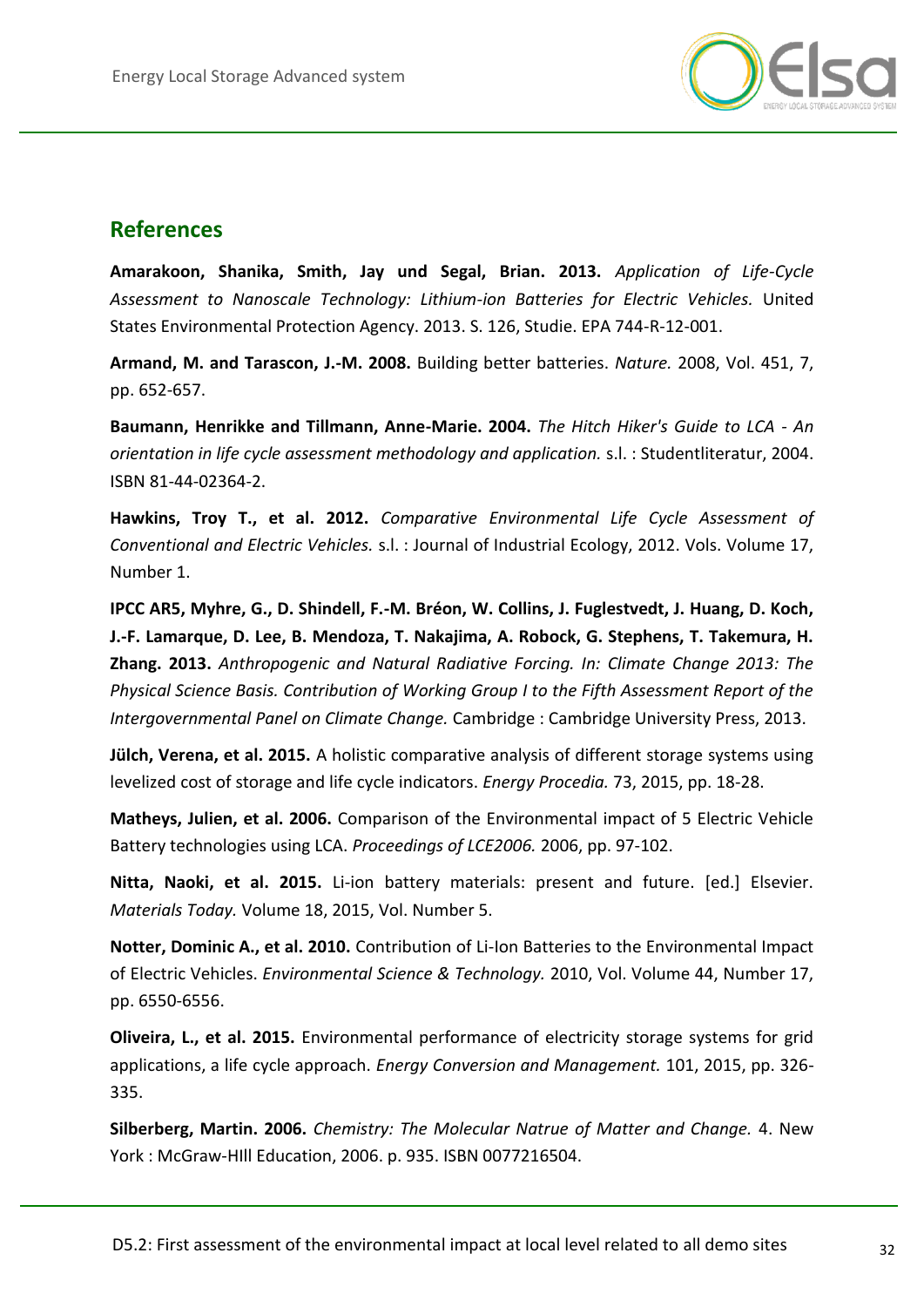## References

**Amarakoon, Shanika, Smith, Jay und Segal, Brian. 2013.** *Application of Life-Cycle Assessment to Nanoscale Technology: Lithium-ion Batteries for Electric Vehicles.* United States Environmental Protection Agency. 2013. S. 126, Studie. EPA 744-R-12-001.

**Armand, M. and Tarascon, J.-M. 2008.** Building better batteries. *Nature.* 2008, Vol. 451, 7, pp. 652-657.

**Baumann, Henrikke and Tillmann, Anne-Marie. 2004.** *The Hitch Hiker's Guide to LCA - An orientation in life cycle assessment methodology and application.* s.l. : Studentliteratur, 2004. ISBN 81-44-02364-2.

**Hawkins, Troy T., et al. 2012.** *Comparative Environmental Life Cycle Assessment of Conventional and Electric Vehicles.* s.l. : Journal of Industrial Ecology, 2012. Vols. Volume 17, Number 1.

**IPCC AR5, Myhre, G., D. Shindell, F.-M. Bréon, W. Collins, J. Fuglestvedt, J. Huang, D. Koch, J.-F. Lamarque, D. Lee, B. Mendoza, T. Nakajima, A. Robock, G. Stephens, T. Takemura, H. Zhang. 2013.** *Anthropogenic and Natural Radiative Forcing. In: Climate Change 2013: The Physical Science Basis. Contribution of Working Group I to the Fifth Assessment Report of the Intergovernmental Panel on Climate Change.* Cambridge : Cambridge University Press, 2013.

**Jülch, Verena, et al. 2015.** A holistic comparative analysis of different storage systems using levelized cost of storage and life cycle indicators. *Energy Procedia.* 73, 2015, pp. 18-28.

**Matheys, Julien, et al. 2006.** Comparison of the Environmental impact of 5 Electric Vehicle Battery technologies using LCA. *Proceedings of LCE2006.* 2006, pp. 97-102.

**Nitta, Naoki, et al. 2015.** Li-ion battery materials: present and future. [ed.] Elsevier. *Materials Today.* Volume 18, 2015, Vol. Number 5.

**Notter, Dominic A., et al. 2010.** Contribution of Li-Ion Batteries to the Environmental Impact of Electric Vehicles. *Environmental Science & Technology.* 2010, Vol. Volume 44, Number 17, pp. 6550-6556.

**Oliveira, L., et al. 2015.** Environmental performance of electricity storage systems for grid applications, a life cycle approach. *Energy Conversion and Management.* 101, 2015, pp. 326-335.

**Silberberg, Martin. 2006.** *Chemistry: The Molecular Natrue of Matter and Change.* 4. New York : McGraw-HIll Education, 2006. p. 935. ISBN 0077216504.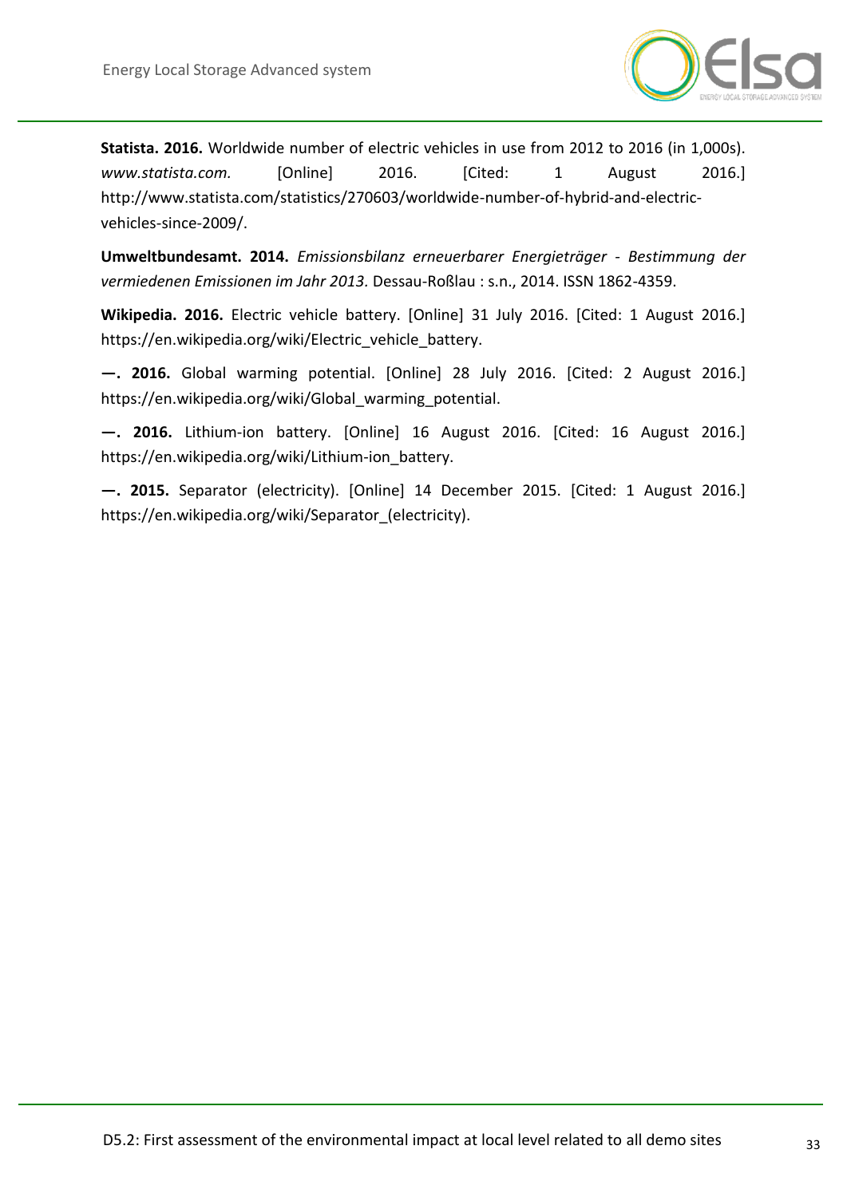**Statista. 2016.** Worldwide number of electric vehicles in use from 2012 to 2016 (in 1,000s). *www.statista.com.* [Online] 2016. [Cited: 1 August 2016.] http://www.statista.com/statistics/270603/worldwide-number-of-hybrid-and-electric-vehicles-since-2009/.

**Umweltbundesamt. 2014.** *Emissionsbilanz erneuerbarer Energieträger - Bestimmung der vermiedenen Emissionen im Jahr 2013.* Dessau-Roßlau : s.n., 2014. ISSN 1862-4359.

**Wikipedia. 2016.** Electric vehicle battery. [Online] 31 July 2016. [Cited: 1 August 2016.] https://en.wikipedia.org/wiki/Electric_vehicle_battery.

**—. 2016.** Global warming potential. [Online] 28 July 2016. [Cited: 2 August 2016.] https://en.wikipedia.org/wiki/Global_warming_potential.

**—. 2016.** Lithium-ion battery. [Online] 16 August 2016. [Cited: 16 August 2016.] https://en.wikipedia.org/wiki/Lithium-ion_battery.

**—. 2015.** Separator (electricity). [Online] 14 December 2015. [Cited: 1 August 2016.] https://en.wikipedia.org/wiki/Separator_(electricity).